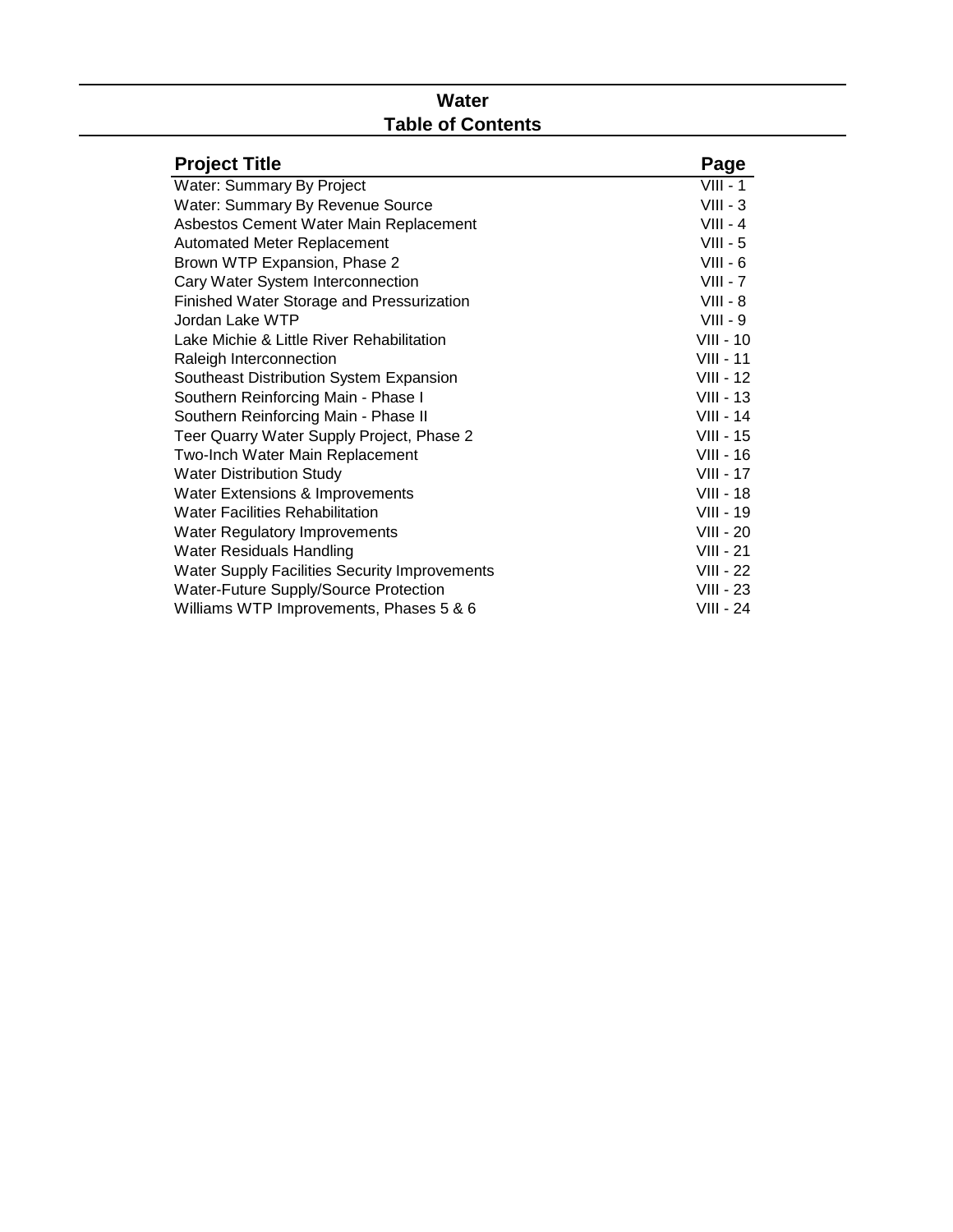# Water
## Table of Contents

| Project Title | Page |
| --- | --- |
| Water: Summary By Project | VIII - 1 |
| Water: Summary By Revenue Source | VIII - 3 |
| Asbestos Cement Water Main Replacement | VIII - 4 |
| Automated Meter Replacement | VIII - 5 |
| Brown WTP Expansion, Phase 2 | VIII - 6 |
| Cary Water System Interconnection | VIII - 7 |
| Finished Water Storage and Pressurization | VIII - 8 |
| Jordan Lake WTP | VIII - 9 |
| Lake Michie & Little River Rehabilitation | VIII - 10 |
| Raleigh Interconnection | VIII - 11 |
| Southeast Distribution System Expansion | VIII - 12 |
| Southern Reinforcing Main - Phase I | VIII - 13 |
| Southern Reinforcing Main - Phase II | VIII - 14 |
| Teer Quarry Water Supply Project, Phase 2 | VIII - 15 |
| Two-Inch Water Main Replacement | VIII - 16 |
| Water Distribution Study | VIII - 17 |
| Water Extensions & Improvements | VIII - 18 |
| Water Facilities Rehabilitation | VIII - 19 |
| Water Regulatory Improvements | VIII - 20 |
| Water Residuals Handling | VIII - 21 |
| Water Supply Facilities Security Improvements | VIII - 22 |
| Water-Future Supply/Source Protection | VIII - 23 |
| Williams WTP Improvements, Phases 5 & 6 | VIII - 24 |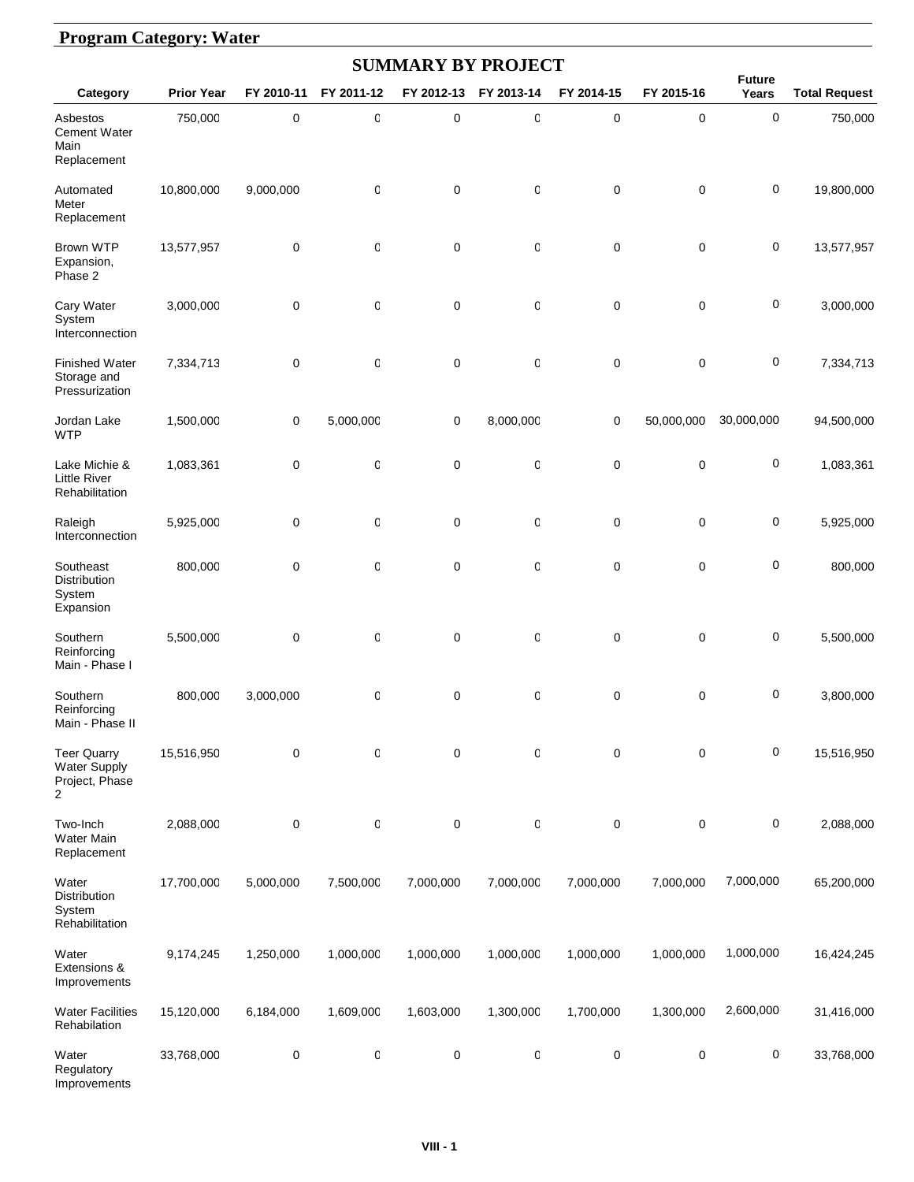## Program Category: Water

### SUMMARY BY PROJECT

| Category | Prior Year | FY 2010-11 | FY 2011-12 | FY 2012-13 | FY 2013-14 | FY 2014-15 | FY 2015-16 | Future Years | Total Request |
|---|---|---|---|---|---|---|---|---|---|
| Asbestos Cement Water Main Replacement | 750,000 | 0 | 0 | 0 | 0 | 0 | 0 | 0 | 750,000 |
| Automated Meter Replacement | 10,800,000 | 9,000,000 | 0 | 0 | 0 | 0 | 0 | 0 | 19,800,000 |
| Brown WTP Expansion, Phase 2 | 13,577,957 | 0 | 0 | 0 | 0 | 0 | 0 | 0 | 13,577,957 |
| Cary Water System Interconnection | 3,000,000 | 0 | 0 | 0 | 0 | 0 | 0 | 0 | 3,000,000 |
| Finished Water Storage and Pressurization | 7,334,713 | 0 | 0 | 0 | 0 | 0 | 0 | 0 | 7,334,713 |
| Jordan Lake WTP | 1,500,000 | 0 | 5,000,000 | 0 | 8,000,000 | 0 | 50,000,000 | 30,000,000 | 94,500,000 |
| Lake Michie & Little River Rehabilitation | 1,083,361 | 0 | 0 | 0 | 0 | 0 | 0 | 0 | 1,083,361 |
| Raleigh Interconnection | 5,925,000 | 0 | 0 | 0 | 0 | 0 | 0 | 0 | 5,925,000 |
| Southeast Distribution System Expansion | 800,000 | 0 | 0 | 0 | 0 | 0 | 0 | 0 | 800,000 |
| Southern Reinforcing Main - Phase I | 5,500,000 | 0 | 0 | 0 | 0 | 0 | 0 | 0 | 5,500,000 |
| Southern Reinforcing Main - Phase II | 800,000 | 3,000,000 | 0 | 0 | 0 | 0 | 0 | 0 | 3,800,000 |
| Teer Quarry Water Supply Project, Phase 2 | 15,516,950 | 0 | 0 | 0 | 0 | 0 | 0 | 0 | 15,516,950 |
| Two-Inch Water Main Replacement | 2,088,000 | 0 | 0 | 0 | 0 | 0 | 0 | 0 | 2,088,000 |
| Water Distribution System Rehabilitation | 17,700,000 | 5,000,000 | 7,500,000 | 7,000,000 | 7,000,000 | 7,000,000 | 7,000,000 | 7,000,000 | 65,200,000 |
| Water Extensions & Improvements | 9,174,245 | 1,250,000 | 1,000,000 | 1,000,000 | 1,000,000 | 1,000,000 | 1,000,000 | 1,000,000 | 16,424,245 |
| Water Facilities Rehabilation | 15,120,000 | 6,184,000 | 1,609,000 | 1,603,000 | 1,300,000 | 1,700,000 | 1,300,000 | 2,600,000 | 31,416,000 |
| Water Regulatory Improvements | 33,768,000 | 0 | 0 | 0 | 0 | 0 | 0 | 0 | 33,768,000 |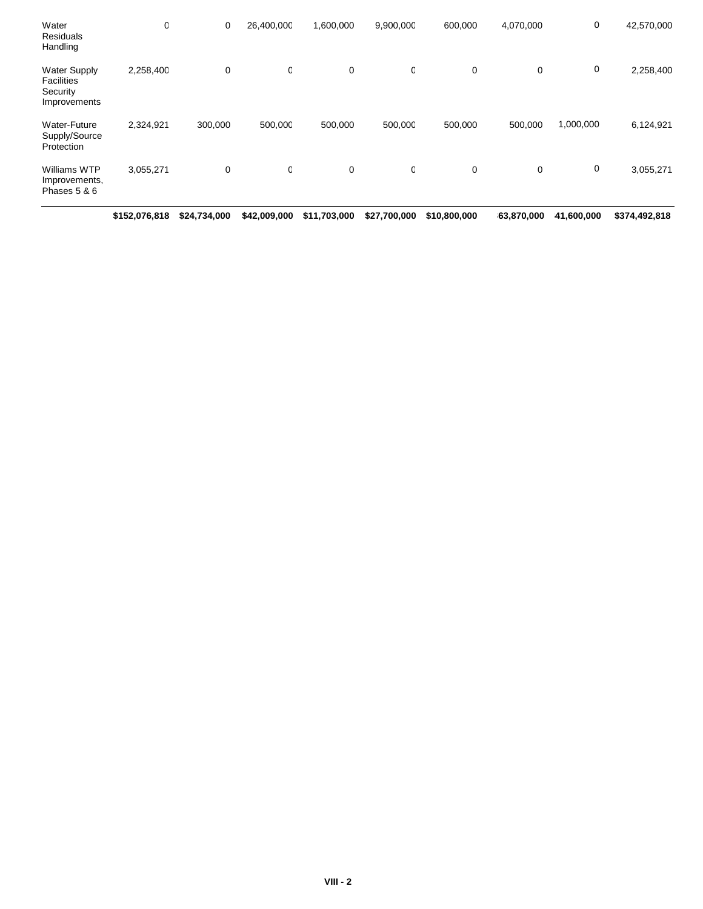| | | | | | | | | | |
|---|---|---|---|---|---|---|---|---|---|
| Water Residuals Handling | 0 | 0 | 26,400,000 | 1,600,000 | 9,900,000 | 600,000 | 4,070,000 | 0 | 42,570,000 |
| Water Supply Facilities Security Improvements | 2,258,400 | 0 | 0 | 0 | 0 | 0 | 0 | 0 | 2,258,400 |
| Water-Future Supply/Source Protection | 2,324,921 | 300,000 | 500,000 | 500,000 | 500,000 | 500,000 | 500,000 | 1,000,000 | 6,124,921 |
| Williams WTP Improvements, Phases 5 & 6 | 3,055,271 | 0 | 0 | 0 | 0 | 0 | 0 | 0 | 3,055,271 |
| | **$152,076,818** | **$24,734,000** | **$42,009,000** | **$11,703,000** | **$27,700,000** | **$10,800,000** | **63,870,000** | **41,600,000** | **$374,492,818** |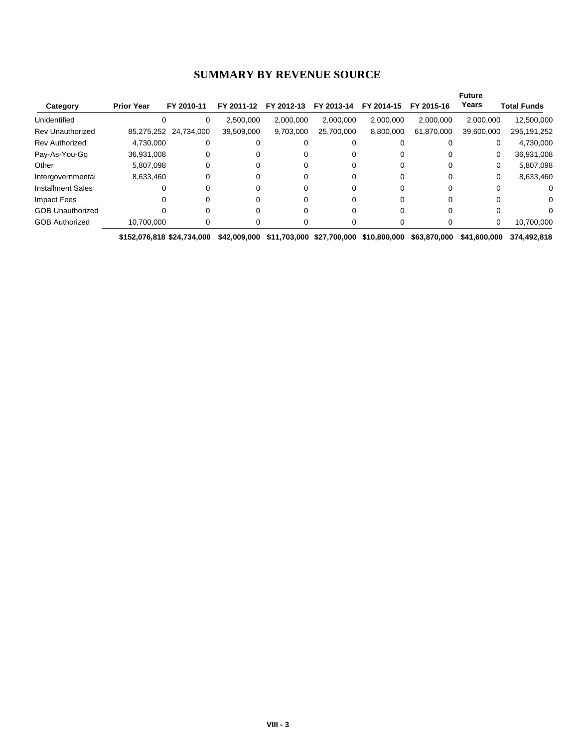# SUMMARY BY REVENUE SOURCE

| Category | Prior Year | FY 2010-11 | FY 2011-12 | FY 2012-13 | FY 2013-14 | FY 2014-15 | FY 2015-16 | Future Years | Total Funds |
|---|---|---|---|---|---|---|---|---|---|
| Unidentified | 0 | 0 | 2,500,000 | 2,000,000 | 2,000,000 | 2,000,000 | 2,000,000 | 2,000,000 | 12,500,000 |
| Rev Unauthorized | 85,275,252 | 24,734,000 | 39,509,000 | 9,703,000 | 25,700,000 | 8,800,000 | 61,870,000 | 39,600,000 | 295,191,252 |
| Rev Authorized | 4,730,000 | 0 | 0 | 0 | 0 | 0 | 0 | 0 | 4,730,000 |
| Pay-As-You-Go | 36,931,008 | 0 | 0 | 0 | 0 | 0 | 0 | 0 | 36,931,008 |
| Other | 5,807,098 | 0 | 0 | 0 | 0 | 0 | 0 | 0 | 5,807,098 |
| Intergovernmental | 8,633,460 | 0 | 0 | 0 | 0 | 0 | 0 | 0 | 8,633,460 |
| Installment Sales | 0 | 0 | 0 | 0 | 0 | 0 | 0 | 0 | 0 |
| Impact Fees | 0 | 0 | 0 | 0 | 0 | 0 | 0 | 0 | 0 |
| GOB Unauthorized | 0 | 0 | 0 | 0 | 0 | 0 | 0 | 0 | 0 |
| GOB Authorized | 10,700,000 | 0 | 0 | 0 | 0 | 0 | 0 | 0 | 10,700,000 |
| | **$152,076,818** | **$24,734,000** | **$42,009,000** | **$11,703,000** | **$27,700,000** | **$10,800,000** | **$63,870,000** | **$41,600,000** | **374,492,818** |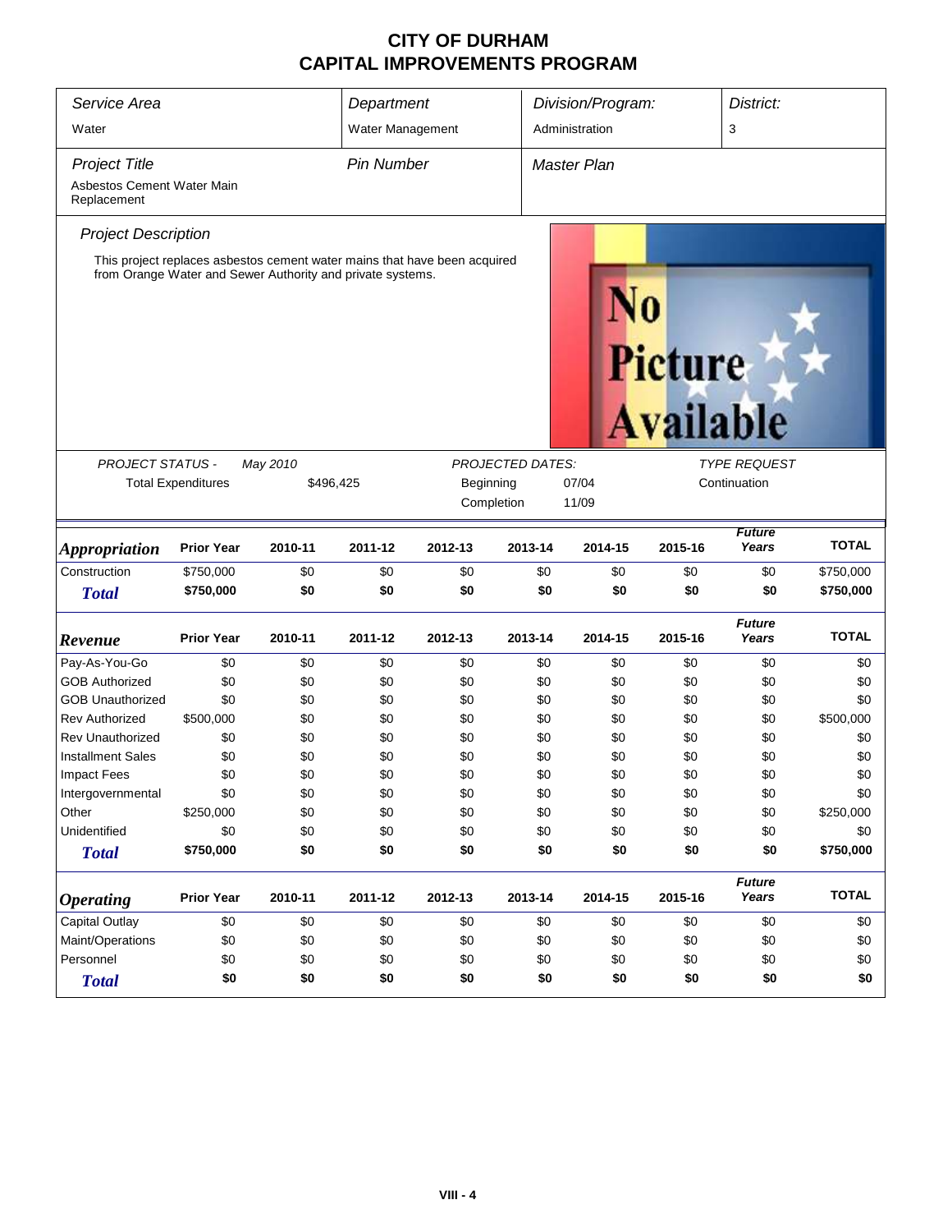# CITY OF DURHAM
# CAPITAL IMPROVEMENTS PROGRAM

| *Service Area* | *Department* | *Division/Program:* | *District:* |
|---|---|---|---|
| Water | Water Management | Administration | 3 |

| *Project Title* | *Pin Number* | *Master Plan* |
|---|---|---|
| Asbestos Cement Water Main Replacement | | |

*Project Description*

This project replaces asbestos cement water mains that have been acquired from Orange Water and Sewer Authority and private systems.

| *PROJECT STATUS -* | *May 2010* | *PROJECTED DATES:* | | *TYPE REQUEST* |
|---|---|---|---|---|
| Total Expenditures | $496,425 | Beginning | 07/04 | Continuation |
| | | Completion | 11/09 | |

| ***Appropriation*** | **Prior Year** | **2010-11** | **2011-12** | **2012-13** | **2013-14** | **2014-15** | **2015-16** | ***Future Years*** | **TOTAL** |
|---|---|---|---|---|---|---|---|---|---|
| Construction | $750,000 | $0 | $0 | $0 | $0 | $0 | $0 | $0 | $750,000 |
| ***Total*** | **$750,000** | **$0** | **$0** | **$0** | **$0** | **$0** | **$0** | **$0** | **$750,000** |

| ***Revenue*** | **Prior Year** | **2010-11** | **2011-12** | **2012-13** | **2013-14** | **2014-15** | **2015-16** | ***Future Years*** | **TOTAL** |
|---|---|---|---|---|---|---|---|---|---|
| Pay-As-You-Go | $0 | $0 | $0 | $0 | $0 | $0 | $0 | $0 | $0 |
| GOB Authorized | $0 | $0 | $0 | $0 | $0 | $0 | $0 | $0 | $0 |
| GOB Unauthorized | $0 | $0 | $0 | $0 | $0 | $0 | $0 | $0 | $0 |
| Rev Authorized | $500,000 | $0 | $0 | $0 | $0 | $0 | $0 | $0 | $500,000 |
| Rev Unauthorized | $0 | $0 | $0 | $0 | $0 | $0 | $0 | $0 | $0 |
| Installment Sales | $0 | $0 | $0 | $0 | $0 | $0 | $0 | $0 | $0 |
| Impact Fees | $0 | $0 | $0 | $0 | $0 | $0 | $0 | $0 | $0 |
| Intergovernmental | $0 | $0 | $0 | $0 | $0 | $0 | $0 | $0 | $0 |
| Other | $250,000 | $0 | $0 | $0 | $0 | $0 | $0 | $0 | $250,000 |
| Unidentified | $0 | $0 | $0 | $0 | $0 | $0 | $0 | $0 | $0 |
| ***Total*** | **$750,000** | **$0** | **$0** | **$0** | **$0** | **$0** | **$0** | **$0** | **$750,000** |

| ***Operating*** | **Prior Year** | **2010-11** | **2011-12** | **2012-13** | **2013-14** | **2014-15** | **2015-16** | ***Future Years*** | **TOTAL** |
|---|---|---|---|---|---|---|---|---|---|
| Capital Outlay | $0 | $0 | $0 | $0 | $0 | $0 | $0 | $0 | $0 |
| Maint/Operations | $0 | $0 | $0 | $0 | $0 | $0 | $0 | $0 | $0 |
| Personnel | $0 | $0 | $0 | $0 | $0 | $0 | $0 | $0 | $0 |
| ***Total*** | **$0** | **$0** | **$0** | **$0** | **$0** | **$0** | **$0** | **$0** | **$0** |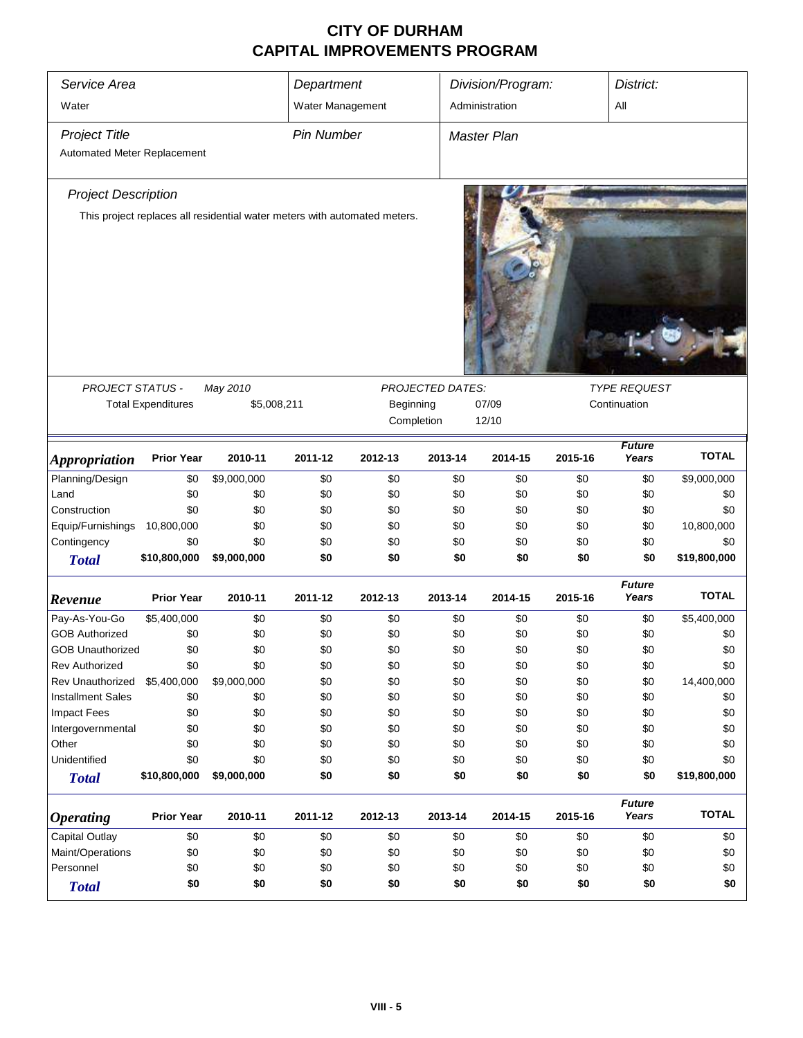# CITY OF DURHAM
## CAPITAL IMPROVEMENTS PROGRAM

| Service Area | Department | Division/Program: | District: |
|---|---|---|---|
| Water | Water Management | Administration | All |

| Project Title | Pin Number | Master Plan |
|---|---|---|
| Automated Meter Replacement | | |

*Project Description*

This project replaces all residential water meters with automated meters.

| PROJECT STATUS - | May 2010 | PROJECTED DATES: | | TYPE REQUEST |
|---|---|---|---|---|
| Total Expenditures | $5,008,211 | Beginning | 07/09 | Continuation |
| | | Completion | 12/10 | |

| *Appropriation* | Prior Year | 2010-11 | 2011-12 | 2012-13 | 2013-14 | 2014-15 | 2015-16 | *Future Years* | TOTAL |
|---|---|---|---|---|---|---|---|---|---|
| Planning/Design | $0 | $9,000,000 | $0 | $0 | $0 | $0 | $0 | $0 | $9,000,000 |
| Land | $0 | $0 | $0 | $0 | $0 | $0 | $0 | $0 | $0 |
| Construction | $0 | $0 | $0 | $0 | $0 | $0 | $0 | $0 | $0 |
| Equip/Furnishings | 10,800,000 | $0 | $0 | $0 | $0 | $0 | $0 | $0 | 10,800,000 |
| Contingency | $0 | $0 | $0 | $0 | $0 | $0 | $0 | $0 | $0 |
| ***Total*** | **$10,800,000** | **$9,000,000** | **$0** | **$0** | **$0** | **$0** | **$0** | **$0** | **$19,800,000** |

| *Revenue* | Prior Year | 2010-11 | 2011-12 | 2012-13 | 2013-14 | 2014-15 | 2015-16 | *Future Years* | TOTAL |
|---|---|---|---|---|---|---|---|---|---|
| Pay-As-You-Go | $5,400,000 | $0 | $0 | $0 | $0 | $0 | $0 | $0 | $5,400,000 |
| GOB Authorized | $0 | $0 | $0 | $0 | $0 | $0 | $0 | $0 | $0 |
| GOB Unauthorized | $0 | $0 | $0 | $0 | $0 | $0 | $0 | $0 | $0 |
| Rev Authorized | $0 | $0 | $0 | $0 | $0 | $0 | $0 | $0 | $0 |
| Rev Unauthorized | $5,400,000 | $9,000,000 | $0 | $0 | $0 | $0 | $0 | $0 | 14,400,000 |
| Installment Sales | $0 | $0 | $0 | $0 | $0 | $0 | $0 | $0 | $0 |
| Impact Fees | $0 | $0 | $0 | $0 | $0 | $0 | $0 | $0 | $0 |
| Intergovernmental | $0 | $0 | $0 | $0 | $0 | $0 | $0 | $0 | $0 |
| Other | $0 | $0 | $0 | $0 | $0 | $0 | $0 | $0 | $0 |
| Unidentified | $0 | $0 | $0 | $0 | $0 | $0 | $0 | $0 | $0 |
| ***Total*** | **$10,800,000** | **$9,000,000** | **$0** | **$0** | **$0** | **$0** | **$0** | **$0** | **$19,800,000** |

| *Operating* | Prior Year | 2010-11 | 2011-12 | 2012-13 | 2013-14 | 2014-15 | 2015-16 | *Future Years* | TOTAL |
|---|---|---|---|---|---|---|---|---|---|
| Capital Outlay | $0 | $0 | $0 | $0 | $0 | $0 | $0 | $0 | $0 |
| Maint/Operations | $0 | $0 | $0 | $0 | $0 | $0 | $0 | $0 | $0 |
| Personnel | $0 | $0 | $0 | $0 | $0 | $0 | $0 | $0 | $0 |
| ***Total*** | **$0** | **$0** | **$0** | **$0** | **$0** | **$0** | **$0** | **$0** | **$0** |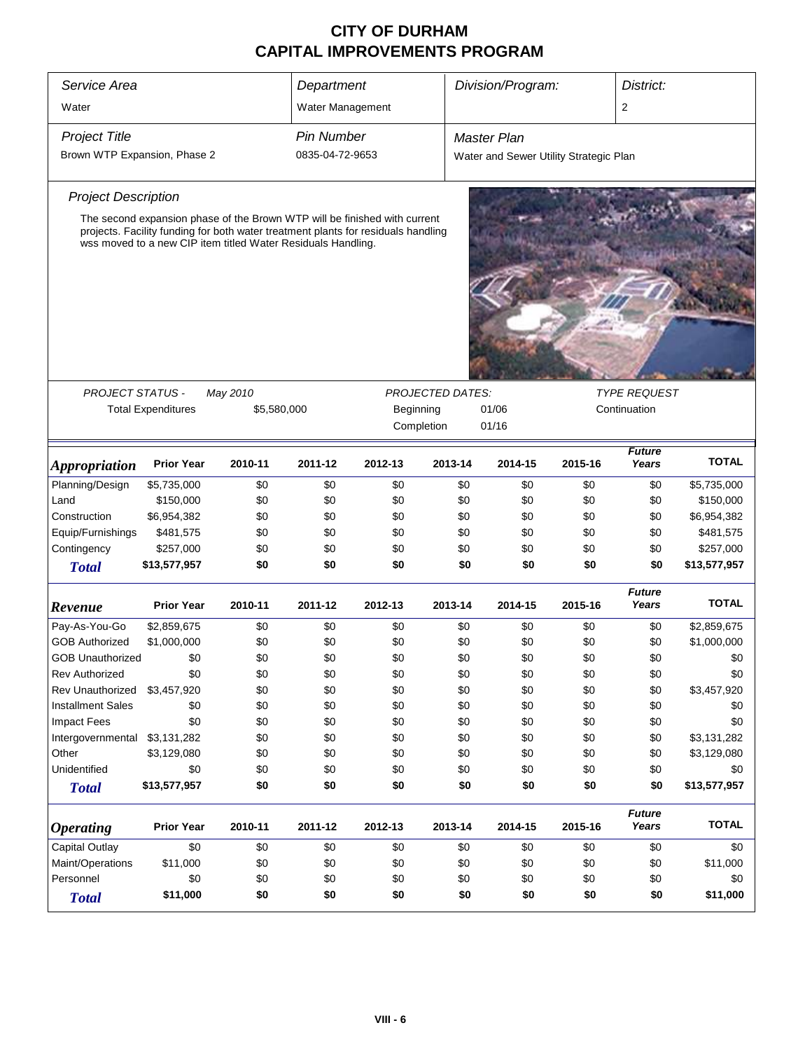# CITY OF DURHAM
# CAPITAL IMPROVEMENTS PROGRAM

| *Service Area* | *Department* | *Division/Program:* | *District:* |
|---|---|---|---|
| Water | Water Management | | 2 |

| *Project Title* | *Pin Number* | *Master Plan* |
|---|---|---|
| Brown WTP Expansion, Phase 2 | 0835-04-72-9653 | Water and Sewer Utility Strategic Plan |

*Project Description*

The second expansion phase of the Brown WTP will be finished with current projects. Facility funding for both water treatment plants for residuals handling wss moved to a new CIP item titled Water Residuals Handling.

| *PROJECT STATUS -* | *May 2010* | *PROJECTED DATES:* | | *TYPE REQUEST* |
|---|---|---|---|---|
| Total Expenditures | $5,580,000 | Beginning | 01/06 | Continuation |
| | | Completion | 01/16 | |

| *Appropriation* | Prior Year | 2010-11 | 2011-12 | 2012-13 | 2013-14 | 2014-15 | 2015-16 | *Future Years* | TOTAL |
|---|---|---|---|---|---|---|---|---|---|
| Planning/Design | $5,735,000 | $0 | $0 | $0 | $0 | $0 | $0 | $0 | $5,735,000 |
| Land | $150,000 | $0 | $0 | $0 | $0 | $0 | $0 | $0 | $150,000 |
| Construction | $6,954,382 | $0 | $0 | $0 | $0 | $0 | $0 | $0 | $6,954,382 |
| Equip/Furnishings | $481,575 | $0 | $0 | $0 | $0 | $0 | $0 | $0 | $481,575 |
| Contingency | $257,000 | $0 | $0 | $0 | $0 | $0 | $0 | $0 | $257,000 |
| ***Total*** | **$13,577,957** | **$0** | **$0** | **$0** | **$0** | **$0** | **$0** | **$0** | **$13,577,957** |

| *Revenue* | Prior Year | 2010-11 | 2011-12 | 2012-13 | 2013-14 | 2014-15 | 2015-16 | *Future Years* | TOTAL |
|---|---|---|---|---|---|---|---|---|---|
| Pay-As-You-Go | $2,859,675 | $0 | $0 | $0 | $0 | $0 | $0 | $0 | $2,859,675 |
| GOB Authorized | $1,000,000 | $0 | $0 | $0 | $0 | $0 | $0 | $0 | $1,000,000 |
| GOB Unauthorized | $0 | $0 | $0 | $0 | $0 | $0 | $0 | $0 | $0 |
| Rev Authorized | $0 | $0 | $0 | $0 | $0 | $0 | $0 | $0 | $0 |
| Rev Unauthorized | $3,457,920 | $0 | $0 | $0 | $0 | $0 | $0 | $0 | $3,457,920 |
| Installment Sales | $0 | $0 | $0 | $0 | $0 | $0 | $0 | $0 | $0 |
| Impact Fees | $0 | $0 | $0 | $0 | $0 | $0 | $0 | $0 | $0 |
| Intergovernmental | $3,131,282 | $0 | $0 | $0 | $0 | $0 | $0 | $0 | $3,131,282 |
| Other | $3,129,080 | $0 | $0 | $0 | $0 | $0 | $0 | $0 | $3,129,080 |
| Unidentified | $0 | $0 | $0 | $0 | $0 | $0 | $0 | $0 | $0 |
| ***Total*** | **$13,577,957** | **$0** | **$0** | **$0** | **$0** | **$0** | **$0** | **$0** | **$13,577,957** |

| *Operating* | Prior Year | 2010-11 | 2011-12 | 2012-13 | 2013-14 | 2014-15 | 2015-16 | *Future Years* | TOTAL |
|---|---|---|---|---|---|---|---|---|---|
| Capital Outlay | $0 | $0 | $0 | $0 | $0 | $0 | $0 | $0 | $0 |
| Maint/Operations | $11,000 | $0 | $0 | $0 | $0 | $0 | $0 | $0 | $11,000 |
| Personnel | $0 | $0 | $0 | $0 | $0 | $0 | $0 | $0 | $0 |
| ***Total*** | **$11,000** | **$0** | **$0** | **$0** | **$0** | **$0** | **$0** | **$0** | **$11,000** |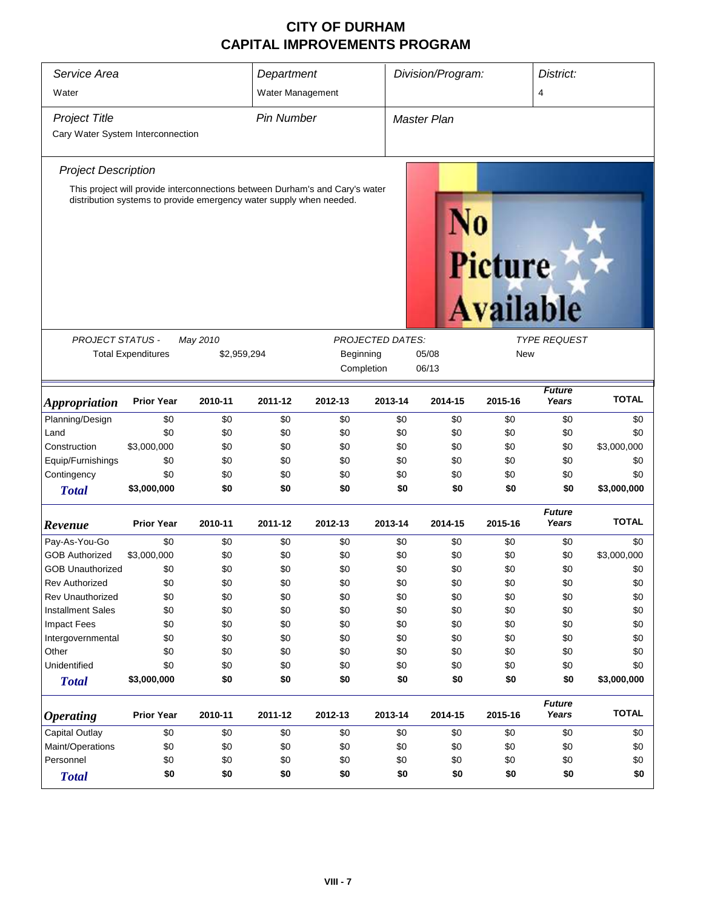# CITY OF DURHAM
# CAPITAL IMPROVEMENTS PROGRAM

| *Service Area* | *Department* | *Division/Program:* | *District:* |
|---|---|---|---|
| Water | Water Management | | 4 |

| *Project Title* | *Pin Number* | *Master Plan* |
|---|---|---|
| Cary Water System Interconnection | | |

*Project Description*

This project will provide interconnections between Durham's and Cary's water distribution systems to provide emergency water supply when needed.

No Picture Available

*PROJECT STATUS -* *May 2010*

Total Expenditures $2,959,294

*PROJECTED DATES:*

Beginning 05/08

Completion 06/13

*TYPE REQUEST*

New

| ***Appropriation*** | **Prior Year** | **2010-11** | **2011-12** | **2012-13** | **2013-14** | **2014-15** | **2015-16** | ***Future Years*** | **TOTAL** |
|---|---|---|---|---|---|---|---|---|---|
| Planning/Design | $0 | $0 | $0 | $0 | $0 | $0 | $0 | $0 | $0 |
| Land | $0 | $0 | $0 | $0 | $0 | $0 | $0 | $0 | $0 |
| Construction | $3,000,000 | $0 | $0 | $0 | $0 | $0 | $0 | $0 | $3,000,000 |
| Equip/Furnishings | $0 | $0 | $0 | $0 | $0 | $0 | $0 | $0 | $0 |
| Contingency | $0 | $0 | $0 | $0 | $0 | $0 | $0 | $0 | $0 |
| ***Total*** | **$3,000,000** | **$0** | **$0** | **$0** | **$0** | **$0** | **$0** | **$0** | **$3,000,000** |

| ***Revenue*** | **Prior Year** | **2010-11** | **2011-12** | **2012-13** | **2013-14** | **2014-15** | **2015-16** | ***Future Years*** | **TOTAL** |
|---|---|---|---|---|---|---|---|---|---|
| Pay-As-You-Go | $0 | $0 | $0 | $0 | $0 | $0 | $0 | $0 | $0 |
| GOB Authorized | $3,000,000 | $0 | $0 | $0 | $0 | $0 | $0 | $0 | $3,000,000 |
| GOB Unauthorized | $0 | $0 | $0 | $0 | $0 | $0 | $0 | $0 | $0 |
| Rev Authorized | $0 | $0 | $0 | $0 | $0 | $0 | $0 | $0 | $0 |
| Rev Unauthorized | $0 | $0 | $0 | $0 | $0 | $0 | $0 | $0 | $0 |
| Installment Sales | $0 | $0 | $0 | $0 | $0 | $0 | $0 | $0 | $0 |
| Impact Fees | $0 | $0 | $0 | $0 | $0 | $0 | $0 | $0 | $0 |
| Intergovernmental | $0 | $0 | $0 | $0 | $0 | $0 | $0 | $0 | $0 |
| Other | $0 | $0 | $0 | $0 | $0 | $0 | $0 | $0 | $0 |
| Unidentified | $0 | $0 | $0 | $0 | $0 | $0 | $0 | $0 | $0 |
| ***Total*** | **$3,000,000** | **$0** | **$0** | **$0** | **$0** | **$0** | **$0** | **$0** | **$3,000,000** |

| ***Operating*** | **Prior Year** | **2010-11** | **2011-12** | **2012-13** | **2013-14** | **2014-15** | **2015-16** | ***Future Years*** | **TOTAL** |
|---|---|---|---|---|---|---|---|---|---|
| Capital Outlay | $0 | $0 | $0 | $0 | $0 | $0 | $0 | $0 | $0 |
| Maint/Operations | $0 | $0 | $0 | $0 | $0 | $0 | $0 | $0 | $0 |
| Personnel | $0 | $0 | $0 | $0 | $0 | $0 | $0 | $0 | $0 |
| ***Total*** | **$0** | **$0** | **$0** | **$0** | **$0** | **$0** | **$0** | **$0** | **$0** |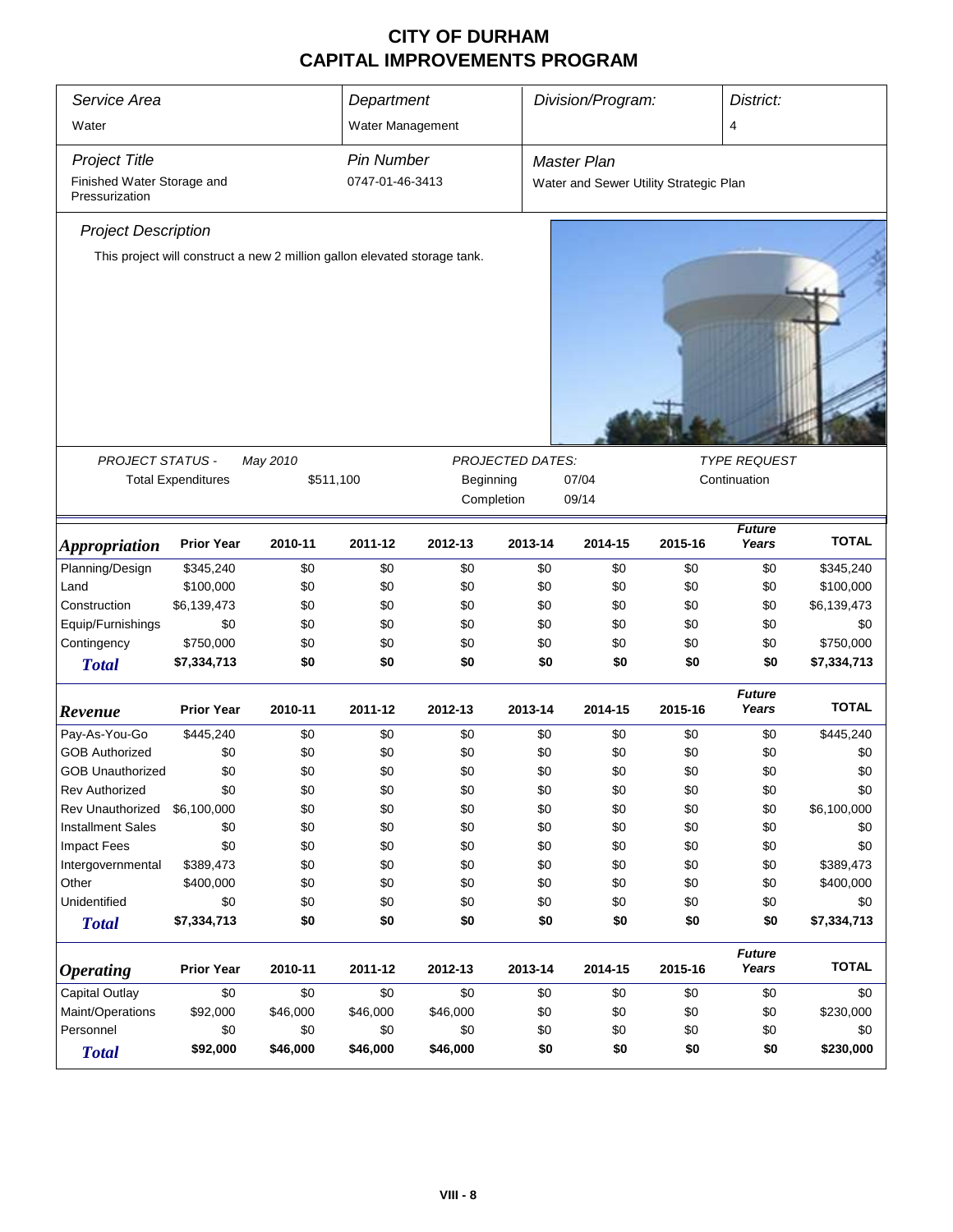# CITY OF DURHAM
# CAPITAL IMPROVEMENTS PROGRAM

| *Service Area* | *Department* | *Division/Program:* | *District:* |
|---|---|---|---|
| Water | Water Management | | 4 |

| *Project Title* | *Pin Number* | *Master Plan* |
|---|---|---|
| Finished Water Storage and Pressurization | 0747-01-46-3413 | Water and Sewer Utility Strategic Plan |

*Project Description*

This project will construct a new 2 million gallon elevated storage tank.

| *PROJECT STATUS -* | *May 2010* | *PROJECTED DATES:* | | *TYPE REQUEST* |
|---|---|---|---|---|
| Total Expenditures | $511,100 | Beginning | 07/04 | Continuation |
| | | Completion | 09/14 | |

| *Appropriation* | Prior Year | 2010-11 | 2011-12 | 2012-13 | 2013-14 | 2014-15 | 2015-16 | *Future Years* | TOTAL |
|---|---|---|---|---|---|---|---|---|---|
| Planning/Design | $345,240 | $0 | $0 | $0 | $0 | $0 | $0 | $0 | $345,240 |
| Land | $100,000 | $0 | $0 | $0 | $0 | $0 | $0 | $0 | $100,000 |
| Construction | $6,139,473 | $0 | $0 | $0 | $0 | $0 | $0 | $0 | $6,139,473 |
| Equip/Furnishings | $0 | $0 | $0 | $0 | $0 | $0 | $0 | $0 | $0 |
| Contingency | $750,000 | $0 | $0 | $0 | $0 | $0 | $0 | $0 | $750,000 |
| **Total** | **$7,334,713** | **$0** | **$0** | **$0** | **$0** | **$0** | **$0** | **$0** | **$7,334,713** |

| *Revenue* | Prior Year | 2010-11 | 2011-12 | 2012-13 | 2013-14 | 2014-15 | 2015-16 | *Future Years* | TOTAL |
|---|---|---|---|---|---|---|---|---|---|
| Pay-As-You-Go | $445,240 | $0 | $0 | $0 | $0 | $0 | $0 | $0 | $445,240 |
| GOB Authorized | $0 | $0 | $0 | $0 | $0 | $0 | $0 | $0 | $0 |
| GOB Unauthorized | $0 | $0 | $0 | $0 | $0 | $0 | $0 | $0 | $0 |
| Rev Authorized | $0 | $0 | $0 | $0 | $0 | $0 | $0 | $0 | $0 |
| Rev Unauthorized | $6,100,000 | $0 | $0 | $0 | $0 | $0 | $0 | $0 | $6,100,000 |
| Installment Sales | $0 | $0 | $0 | $0 | $0 | $0 | $0 | $0 | $0 |
| Impact Fees | $0 | $0 | $0 | $0 | $0 | $0 | $0 | $0 | $0 |
| Intergovernmental | $389,473 | $0 | $0 | $0 | $0 | $0 | $0 | $0 | $389,473 |
| Other | $400,000 | $0 | $0 | $0 | $0 | $0 | $0 | $0 | $400,000 |
| Unidentified | $0 | $0 | $0 | $0 | $0 | $0 | $0 | $0 | $0 |
| **Total** | **$7,334,713** | **$0** | **$0** | **$0** | **$0** | **$0** | **$0** | **$0** | **$7,334,713** |

| *Operating* | Prior Year | 2010-11 | 2011-12 | 2012-13 | 2013-14 | 2014-15 | 2015-16 | *Future Years* | TOTAL |
|---|---|---|---|---|---|---|---|---|---|
| Capital Outlay | $0 | $0 | $0 | $0 | $0 | $0 | $0 | $0 | $0 |
| Maint/Operations | $92,000 | $46,000 | $46,000 | $46,000 | $0 | $0 | $0 | $0 | $230,000 |
| Personnel | $0 | $0 | $0 | $0 | $0 | $0 | $0 | $0 | $0 |
| **Total** | **$92,000** | **$46,000** | **$46,000** | **$46,000** | **$0** | **$0** | **$0** | **$0** | **$230,000** |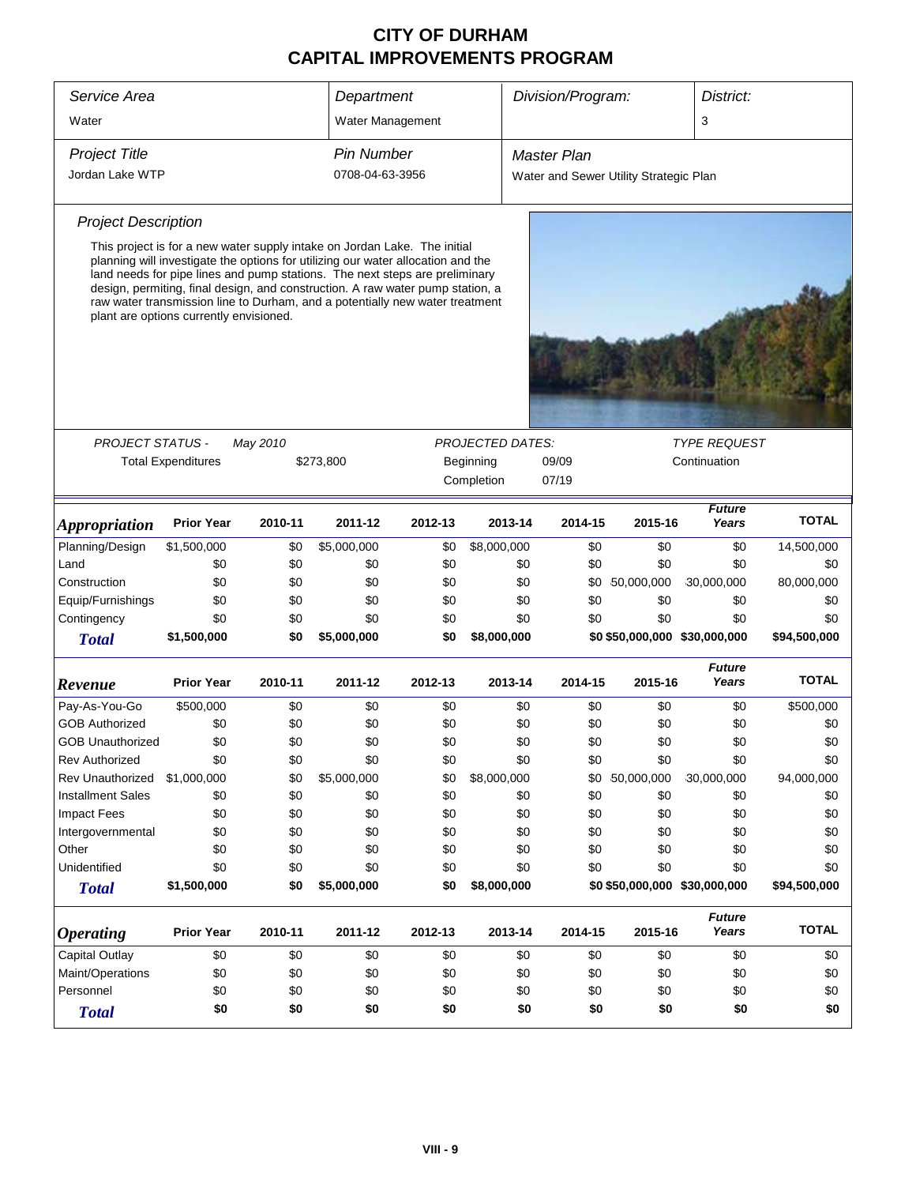# CITY OF DURHAM
# CAPITAL IMPROVEMENTS PROGRAM

| *Service Area* | *Department* | *Division/Program:* | *District:* |
|---|---|---|---|
| Water | Water Management | | 3 |

| *Project Title* | *Pin Number* | *Master Plan* |
|---|---|---|
| Jordan Lake WTP | 0708-04-63-3956 | Water and Sewer Utility Strategic Plan |

### *Project Description*

This project is for a new water supply intake on Jordan Lake. The initial planning will investigate the options for utilizing our water allocation and the land needs for pipe lines and pump stations. The next steps are preliminary design, permiting, final design, and construction. A raw water pump station, a raw water transmission line to Durham, and a potentially new water treatment plant are options currently envisioned.

| *PROJECT STATUS -* | *May 2010* | *PROJECTED DATES:* | | *TYPE REQUEST* |
|---|---|---|---|---|
| Total Expenditures | $273,800 | Beginning | 09/09 | Continuation |
| | | Completion | 07/19 | |

| *Appropriation* | Prior Year | 2010-11 | 2011-12 | 2012-13 | 2013-14 | 2014-15 | 2015-16 | *Future Years* | TOTAL |
|---|---|---|---|---|---|---|---|---|---|
| Planning/Design | $1,500,000 | $0 | $5,000,000 | $0 | $8,000,000 | $0 | $0 | $0 | 14,500,000 |
| Land | $0 | $0 | $0 | $0 | $0 | $0 | $0 | $0 | $0 |
| Construction | $0 | $0 | $0 | $0 | $0 | $0 | 50,000,000 | 30,000,000 | 80,000,000 |
| Equip/Furnishings | $0 | $0 | $0 | $0 | $0 | $0 | $0 | $0 | $0 |
| Contingency | $0 | $0 | $0 | $0 | $0 | $0 | $0 | $0 | $0 |
| ***Total*** | **$1,500,000** | **$0** | **$5,000,000** | **$0** | **$8,000,000** | **$0** | **$50,000,000** | **$30,000,000** | **$94,500,000** |

| *Revenue* | Prior Year | 2010-11 | 2011-12 | 2012-13 | 2013-14 | 2014-15 | 2015-16 | *Future Years* | TOTAL |
|---|---|---|---|---|---|---|---|---|---|
| Pay-As-You-Go | $500,000 | $0 | $0 | $0 | $0 | $0 | $0 | $0 | $500,000 |
| GOB Authorized | $0 | $0 | $0 | $0 | $0 | $0 | $0 | $0 | $0 |
| GOB Unauthorized | $0 | $0 | $0 | $0 | $0 | $0 | $0 | $0 | $0 |
| Rev Authorized | $0 | $0 | $0 | $0 | $0 | $0 | $0 | $0 | $0 |
| Rev Unauthorized | $1,000,000 | $0 | $5,000,000 | $0 | $8,000,000 | $0 | 50,000,000 | 30,000,000 | 94,000,000 |
| Installment Sales | $0 | $0 | $0 | $0 | $0 | $0 | $0 | $0 | $0 |
| Impact Fees | $0 | $0 | $0 | $0 | $0 | $0 | $0 | $0 | $0 |
| Intergovernmental | $0 | $0 | $0 | $0 | $0 | $0 | $0 | $0 | $0 |
| Other | $0 | $0 | $0 | $0 | $0 | $0 | $0 | $0 | $0 |
| Unidentified | $0 | $0 | $0 | $0 | $0 | $0 | $0 | $0 | $0 |
| ***Total*** | **$1,500,000** | **$0** | **$5,000,000** | **$0** | **$8,000,000** | **$0** | **$50,000,000** | **$30,000,000** | **$94,500,000** |

| *Operating* | Prior Year | 2010-11 | 2011-12 | 2012-13 | 2013-14 | 2014-15 | 2015-16 | *Future Years* | TOTAL |
|---|---|---|---|---|---|---|---|---|---|
| Capital Outlay | $0 | $0 | $0 | $0 | $0 | $0 | $0 | $0 | $0 |
| Maint/Operations | $0 | $0 | $0 | $0 | $0 | $0 | $0 | $0 | $0 |
| Personnel | $0 | $0 | $0 | $0 | $0 | $0 | $0 | $0 | $0 |
| ***Total*** | **$0** | **$0** | **$0** | **$0** | **$0** | **$0** | **$0** | **$0** | **$0** |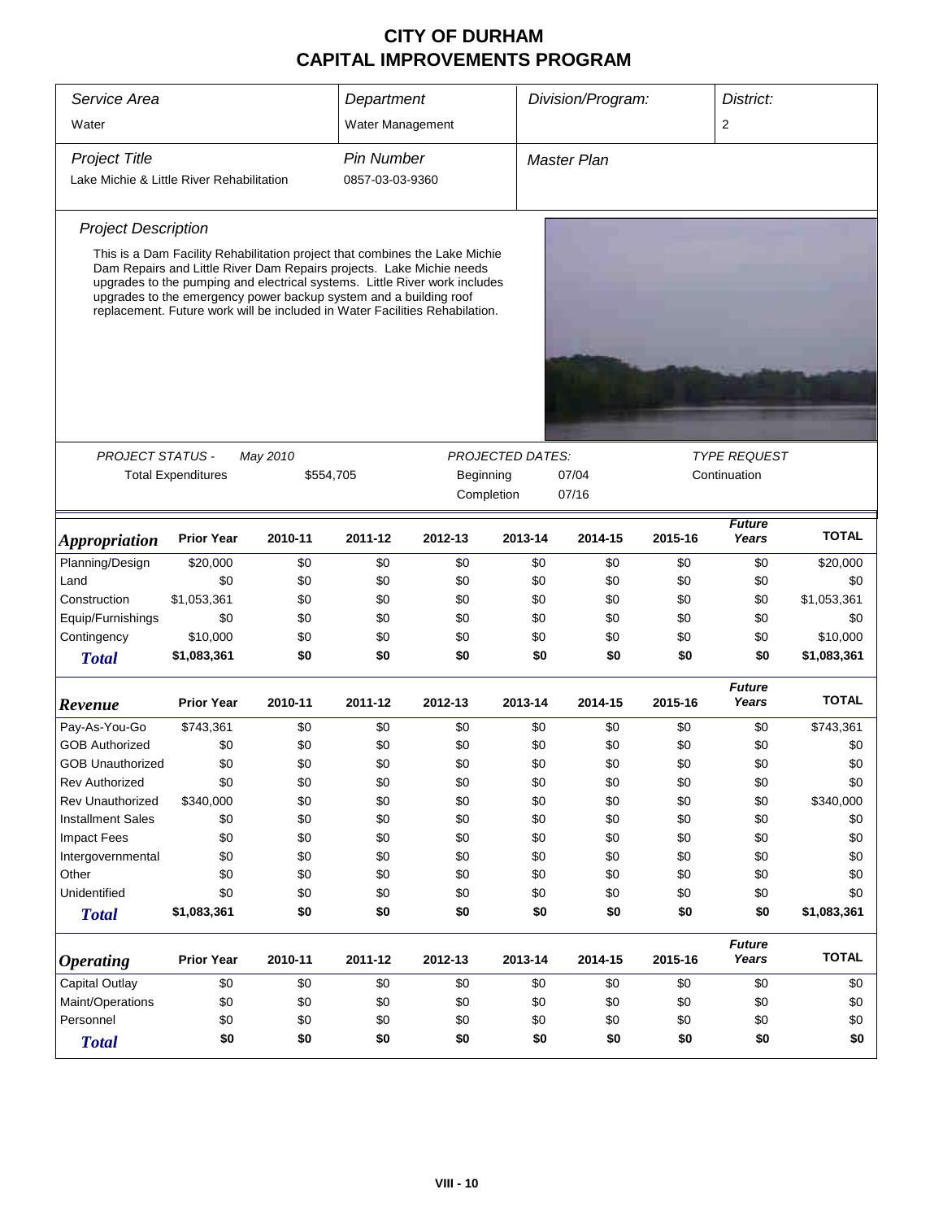# CITY OF DURHAM
# CAPITAL IMPROVEMENTS PROGRAM

| *Service Area* | *Department* | *Division/Program:* | *District:* |
|---|---|---|---|
| Water | Water Management | | 2 |

| *Project Title* | *Pin Number* | *Master Plan* |
|---|---|---|
| Lake Michie & Little River Rehabilitation | 0857-03-03-9360 | |

*Project Description*

This is a Dam Facility Rehabilitation project that combines the Lake Michie Dam Repairs and Little River Dam Repairs projects. Lake Michie needs upgrades to the pumping and electrical systems. Little River work includes upgrades to the emergency power backup system and a building roof replacement. Future work will be included in Water Facilities Rehabilitation.

| *PROJECT STATUS -* | *May 2010* | *PROJECTED DATES:* | | *TYPE REQUEST* |
|---|---|---|---|---|
| Total Expenditures | $554,705 | Beginning | 07/04 | Continuation |
| | | Completion | 07/16 | |

| ***Appropriation*** | **Prior Year** | **2010-11** | **2011-12** | **2012-13** | **2013-14** | **2014-15** | **2015-16** | ***Future Years*** | **TOTAL** |
|---|---|---|---|---|---|---|---|---|---|
| Planning/Design | $20,000 | $0 | $0 | $0 | $0 | $0 | $0 | $0 | $20,000 |
| Land | $0 | $0 | $0 | $0 | $0 | $0 | $0 | $0 | $0 |
| Construction | $1,053,361 | $0 | $0 | $0 | $0 | $0 | $0 | $0 | $1,053,361 |
| Equip/Furnishings | $0 | $0 | $0 | $0 | $0 | $0 | $0 | $0 | $0 |
| Contingency | $10,000 | $0 | $0 | $0 | $0 | $0 | $0 | $0 | $10,000 |
| ***Total*** | **$1,083,361** | **$0** | **$0** | **$0** | **$0** | **$0** | **$0** | **$0** | **$1,083,361** |

| ***Revenue*** | **Prior Year** | **2010-11** | **2011-12** | **2012-13** | **2013-14** | **2014-15** | **2015-16** | ***Future Years*** | **TOTAL** |
|---|---|---|---|---|---|---|---|---|---|
| Pay-As-You-Go | $743,361 | $0 | $0 | $0 | $0 | $0 | $0 | $0 | $743,361 |
| GOB Authorized | $0 | $0 | $0 | $0 | $0 | $0 | $0 | $0 | $0 |
| GOB Unauthorized | $0 | $0 | $0 | $0 | $0 | $0 | $0 | $0 | $0 |
| Rev Authorized | $0 | $0 | $0 | $0 | $0 | $0 | $0 | $0 | $0 |
| Rev Unauthorized | $340,000 | $0 | $0 | $0 | $0 | $0 | $0 | $0 | $340,000 |
| Installment Sales | $0 | $0 | $0 | $0 | $0 | $0 | $0 | $0 | $0 |
| Impact Fees | $0 | $0 | $0 | $0 | $0 | $0 | $0 | $0 | $0 |
| Intergovernmental | $0 | $0 | $0 | $0 | $0 | $0 | $0 | $0 | $0 |
| Other | $0 | $0 | $0 | $0 | $0 | $0 | $0 | $0 | $0 |
| Unidentified | $0 | $0 | $0 | $0 | $0 | $0 | $0 | $0 | $0 |
| ***Total*** | **$1,083,361** | **$0** | **$0** | **$0** | **$0** | **$0** | **$0** | **$0** | **$1,083,361** |

| ***Operating*** | **Prior Year** | **2010-11** | **2011-12** | **2012-13** | **2013-14** | **2014-15** | **2015-16** | ***Future Years*** | **TOTAL** |
|---|---|---|---|---|---|---|---|---|---|
| Capital Outlay | $0 | $0 | $0 | $0 | $0 | $0 | $0 | $0 | $0 |
| Maint/Operations | $0 | $0 | $0 | $0 | $0 | $0 | $0 | $0 | $0 |
| Personnel | $0 | $0 | $0 | $0 | $0 | $0 | $0 | $0 | $0 |
| ***Total*** | **$0** | **$0** | **$0** | **$0** | **$0** | **$0** | **$0** | **$0** | **$0** |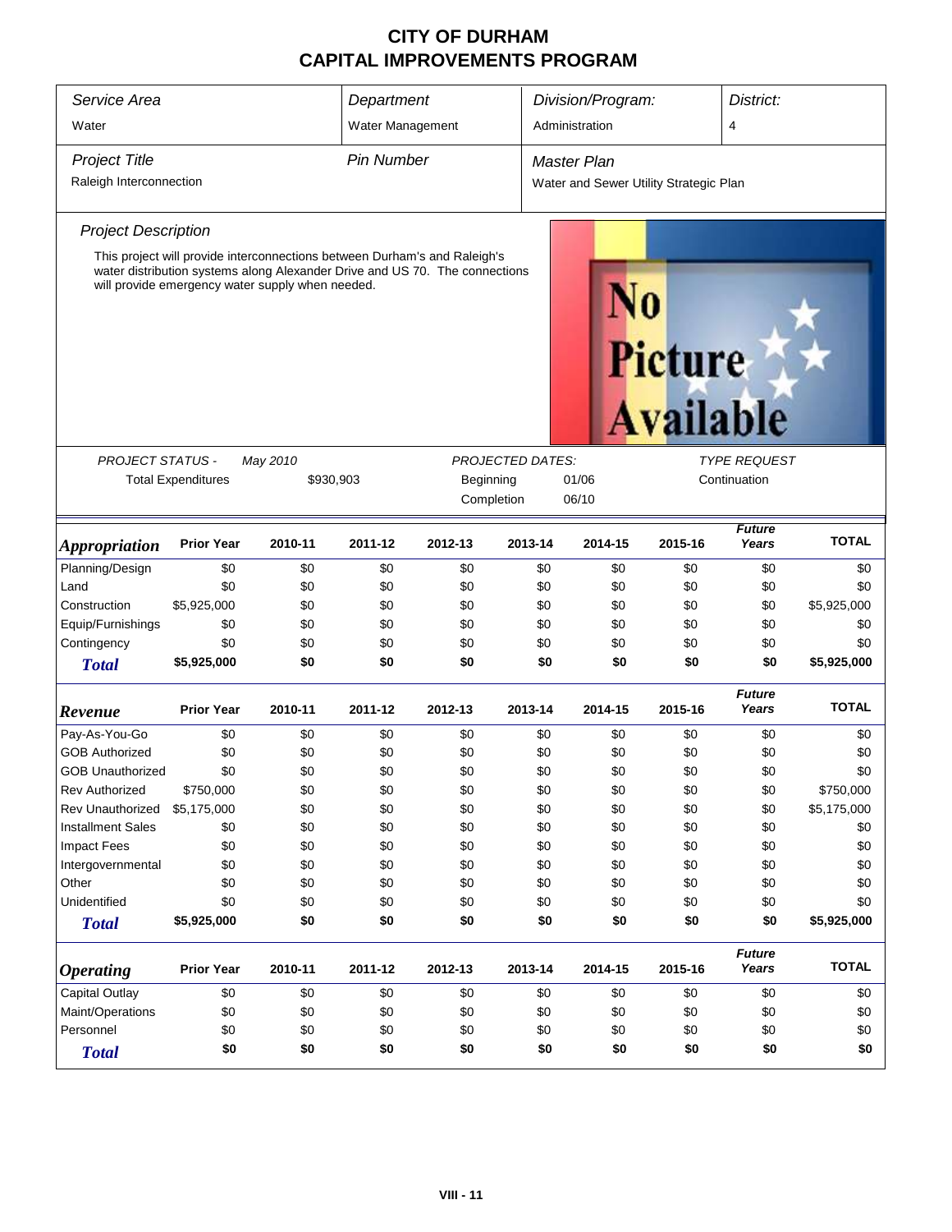# CITY OF DURHAM
# CAPITAL IMPROVEMENTS PROGRAM

| *Service Area* | *Department* | *Division/Program:* | *District:* |
|---|---|---|---|
| Water | Water Management | Administration | 4 |

| *Project Title* | *Pin Number* | *Master Plan* |
|---|---|---|
| Raleigh Interconnection | | Water and Sewer Utility Strategic Plan |

*Project Description*

This project will provide interconnections between Durham's and Raleigh's water distribution systems along Alexander Drive and US 70. The connections will provide emergency water supply when needed.

No Picture Available

| *PROJECT STATUS -* | *May 2010* | *PROJECTED DATES:* | | *TYPE REQUEST* |
|---|---|---|---|---|
| Total Expenditures | $930,903 | Beginning | 01/06 | Continuation |
| | | Completion | 06/10 | |

| ***Appropriation*** | **Prior Year** | **2010-11** | **2011-12** | **2012-13** | **2013-14** | **2014-15** | **2015-16** | ***Future Years*** | **TOTAL** |
|---|---|---|---|---|---|---|---|---|---|
| Planning/Design | $0 | $0 | $0 | $0 | $0 | $0 | $0 | $0 | $0 |
| Land | $0 | $0 | $0 | $0 | $0 | $0 | $0 | $0 | $0 |
| Construction | $5,925,000 | $0 | $0 | $0 | $0 | $0 | $0 | $0 | $5,925,000 |
| Equip/Furnishings | $0 | $0 | $0 | $0 | $0 | $0 | $0 | $0 | $0 |
| Contingency | $0 | $0 | $0 | $0 | $0 | $0 | $0 | $0 | $0 |
| ***Total*** | **$5,925,000** | **$0** | **$0** | **$0** | **$0** | **$0** | **$0** | **$0** | **$5,925,000** |

| ***Revenue*** | **Prior Year** | **2010-11** | **2011-12** | **2012-13** | **2013-14** | **2014-15** | **2015-16** | ***Future Years*** | **TOTAL** |
|---|---|---|---|---|---|---|---|---|---|
| Pay-As-You-Go | $0 | $0 | $0 | $0 | $0 | $0 | $0 | $0 | $0 |
| GOB Authorized | $0 | $0 | $0 | $0 | $0 | $0 | $0 | $0 | $0 |
| GOB Unauthorized | $0 | $0 | $0 | $0 | $0 | $0 | $0 | $0 | $0 |
| Rev Authorized | $750,000 | $0 | $0 | $0 | $0 | $0 | $0 | $0 | $750,000 |
| Rev Unauthorized | $5,175,000 | $0 | $0 | $0 | $0 | $0 | $0 | $0 | $5,175,000 |
| Installment Sales | $0 | $0 | $0 | $0 | $0 | $0 | $0 | $0 | $0 |
| Impact Fees | $0 | $0 | $0 | $0 | $0 | $0 | $0 | $0 | $0 |
| Intergovernmental | $0 | $0 | $0 | $0 | $0 | $0 | $0 | $0 | $0 |
| Other | $0 | $0 | $0 | $0 | $0 | $0 | $0 | $0 | $0 |
| Unidentified | $0 | $0 | $0 | $0 | $0 | $0 | $0 | $0 | $0 |
| ***Total*** | **$5,925,000** | **$0** | **$0** | **$0** | **$0** | **$0** | **$0** | **$0** | **$5,925,000** |

| ***Operating*** | **Prior Year** | **2010-11** | **2011-12** | **2012-13** | **2013-14** | **2014-15** | **2015-16** | ***Future Years*** | **TOTAL** |
|---|---|---|---|---|---|---|---|---|---|
| Capital Outlay | $0 | $0 | $0 | $0 | $0 | $0 | $0 | $0 | $0 |
| Maint/Operations | $0 | $0 | $0 | $0 | $0 | $0 | $0 | $0 | $0 |
| Personnel | $0 | $0 | $0 | $0 | $0 | $0 | $0 | $0 | $0 |
| ***Total*** | **$0** | **$0** | **$0** | **$0** | **$0** | **$0** | **$0** | **$0** | **$0** |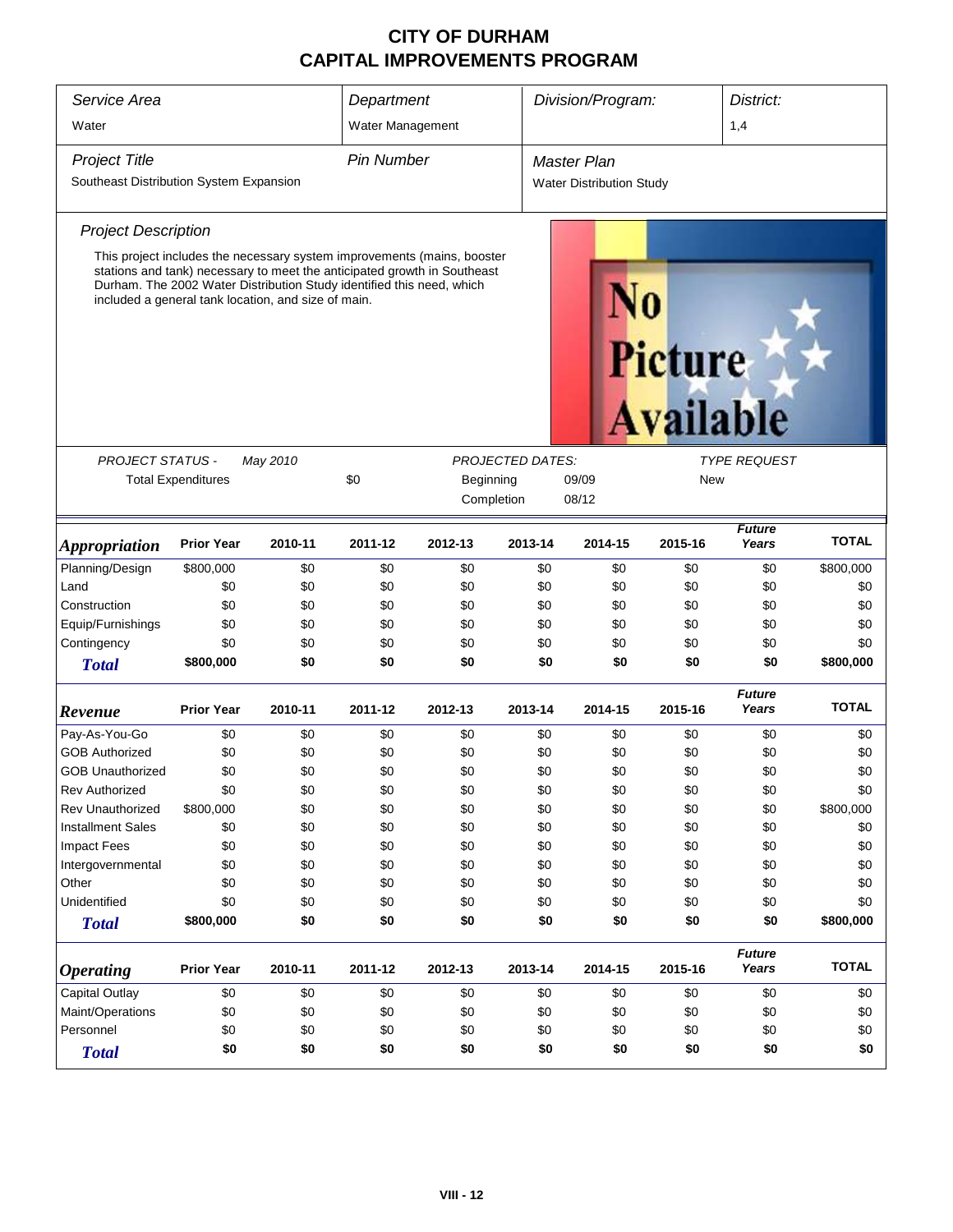# CITY OF DURHAM
# CAPITAL IMPROVEMENTS PROGRAM

| *Service Area* | *Department* | *Division/Program:* | *District:* |
|---|---|---|---|
| Water | Water Management | | 1,4 |

| *Project Title* | *Pin Number* | *Master Plan* |
|---|---|---|
| Southeast Distribution System Expansion | | Water Distribution Study |

*Project Description*

This project includes the necessary system improvements (mains, booster stations and tank) necessary to meet the anticipated growth in Southeast Durham. The 2002 Water Distribution Study identified this need, which included a general tank location, and size of main.

No Picture Available

| *PROJECT STATUS -* | *May 2010* | | *PROJECTED DATES:* | | *TYPE REQUEST* |
|---|---|---|---|---|---|
| Total Expenditures | | $0 | Beginning | 09/09 | New |
| | | | Completion | 08/12 | |

| ***Appropriation*** | **Prior Year** | **2010-11** | **2011-12** | **2012-13** | **2013-14** | **2014-15** | **2015-16** | ***Future Years*** | **TOTAL** |
|---|---|---|---|---|---|---|---|---|---|
| Planning/Design | $800,000 | $0 | $0 | $0 | $0 | $0 | $0 | $0 | $800,000 |
| Land | $0 | $0 | $0 | $0 | $0 | $0 | $0 | $0 | $0 |
| Construction | $0 | $0 | $0 | $0 | $0 | $0 | $0 | $0 | $0 |
| Equip/Furnishings | $0 | $0 | $0 | $0 | $0 | $0 | $0 | $0 | $0 |
| Contingency | $0 | $0 | $0 | $0 | $0 | $0 | $0 | $0 | $0 |
| ***Total*** | **$800,000** | **$0** | **$0** | **$0** | **$0** | **$0** | **$0** | **$0** | **$800,000** |

| ***Revenue*** | **Prior Year** | **2010-11** | **2011-12** | **2012-13** | **2013-14** | **2014-15** | **2015-16** | ***Future Years*** | **TOTAL** |
|---|---|---|---|---|---|---|---|---|---|
| Pay-As-You-Go | $0 | $0 | $0 | $0 | $0 | $0 | $0 | $0 | $0 |
| GOB Authorized | $0 | $0 | $0 | $0 | $0 | $0 | $0 | $0 | $0 |
| GOB Unauthorized | $0 | $0 | $0 | $0 | $0 | $0 | $0 | $0 | $0 |
| Rev Authorized | $0 | $0 | $0 | $0 | $0 | $0 | $0 | $0 | $0 |
| Rev Unauthorized | $800,000 | $0 | $0 | $0 | $0 | $0 | $0 | $0 | $800,000 |
| Installment Sales | $0 | $0 | $0 | $0 | $0 | $0 | $0 | $0 | $0 |
| Impact Fees | $0 | $0 | $0 | $0 | $0 | $0 | $0 | $0 | $0 |
| Intergovernmental | $0 | $0 | $0 | $0 | $0 | $0 | $0 | $0 | $0 |
| Other | $0 | $0 | $0 | $0 | $0 | $0 | $0 | $0 | $0 |
| Unidentified | $0 | $0 | $0 | $0 | $0 | $0 | $0 | $0 | $0 |
| ***Total*** | **$800,000** | **$0** | **$0** | **$0** | **$0** | **$0** | **$0** | **$0** | **$800,000** |

| ***Operating*** | **Prior Year** | **2010-11** | **2011-12** | **2012-13** | **2013-14** | **2014-15** | **2015-16** | ***Future Years*** | **TOTAL** |
|---|---|---|---|---|---|---|---|---|---|
| Capital Outlay | $0 | $0 | $0 | $0 | $0 | $0 | $0 | $0 | $0 |
| Maint/Operations | $0 | $0 | $0 | $0 | $0 | $0 | $0 | $0 | $0 |
| Personnel | $0 | $0 | $0 | $0 | $0 | $0 | $0 | $0 | $0 |
| ***Total*** | **$0** | **$0** | **$0** | **$0** | **$0** | **$0** | **$0** | **$0** | **$0** |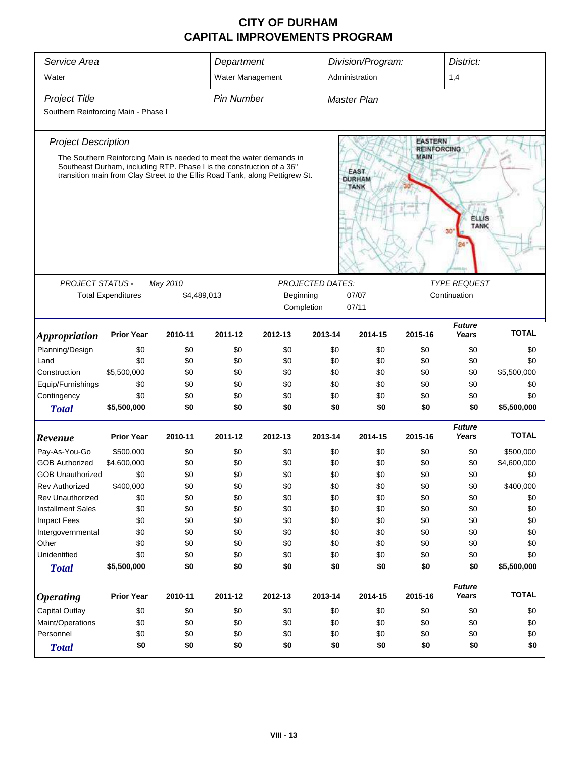# CITY OF DURHAM
# CAPITAL IMPROVEMENTS PROGRAM

| Service Area | Department | Division/Program: | District: |
|---|---|---|---|
| Water | Water Management | Administration | 1,4 |

| Project Title | Pin Number | Master Plan |
|---|---|---|
| Southern Reinforcing Main - Phase I | | |

*Project Description*

The Southern Reinforcing Main is needed to meet the water demands in Southeast Durham, including RTP. Phase I is the construction of a 36" transition main from Clay Street to the Ellis Road Tank, along Pettigrew St.

EASTERN REINFORCING MAIN
EAST DURHAM TANK
ELLIS TANK
30"
30"
24"

| PROJECT STATUS - | May 2010 | PROJECTED DATES: | | TYPE REQUEST |
|---|---|---|---|---|
| Total Expenditures | $4,489,013 | Beginning | 07/07 | Continuation |
| | | Completion | 07/11 | |

| *Appropriation* | Prior Year | 2010-11 | 2011-12 | 2012-13 | 2013-14 | 2014-15 | 2015-16 | *Future Years* | TOTAL |
|---|---|---|---|---|---|---|---|---|---|
| Planning/Design | $0 | $0 | $0 | $0 | $0 | $0 | $0 | $0 | $0 |
| Land | $0 | $0 | $0 | $0 | $0 | $0 | $0 | $0 | $0 |
| Construction | $5,500,000 | $0 | $0 | $0 | $0 | $0 | $0 | $0 | $5,500,000 |
| Equip/Furnishings | $0 | $0 | $0 | $0 | $0 | $0 | $0 | $0 | $0 |
| Contingency | $0 | $0 | $0 | $0 | $0 | $0 | $0 | $0 | $0 |
| **Total** | **$5,500,000** | **$0** | **$0** | **$0** | **$0** | **$0** | **$0** | **$0** | **$5,500,000** |

| *Revenue* | Prior Year | 2010-11 | 2011-12 | 2012-13 | 2013-14 | 2014-15 | 2015-16 | *Future Years* | TOTAL |
|---|---|---|---|---|---|---|---|---|---|
| Pay-As-You-Go | $500,000 | $0 | $0 | $0 | $0 | $0 | $0 | $0 | $500,000 |
| GOB Authorized | $4,600,000 | $0 | $0 | $0 | $0 | $0 | $0 | $0 | $4,600,000 |
| GOB Unauthorized | $0 | $0 | $0 | $0 | $0 | $0 | $0 | $0 | $0 |
| Rev Authorized | $400,000 | $0 | $0 | $0 | $0 | $0 | $0 | $0 | $400,000 |
| Rev Unauthorized | $0 | $0 | $0 | $0 | $0 | $0 | $0 | $0 | $0 |
| Installment Sales | $0 | $0 | $0 | $0 | $0 | $0 | $0 | $0 | $0 |
| Impact Fees | $0 | $0 | $0 | $0 | $0 | $0 | $0 | $0 | $0 |
| Intergovernmental | $0 | $0 | $0 | $0 | $0 | $0 | $0 | $0 | $0 |
| Other | $0 | $0 | $0 | $0 | $0 | $0 | $0 | $0 | $0 |
| Unidentified | $0 | $0 | $0 | $0 | $0 | $0 | $0 | $0 | $0 |
| **Total** | **$5,500,000** | **$0** | **$0** | **$0** | **$0** | **$0** | **$0** | **$0** | **$5,500,000** |

| *Operating* | Prior Year | 2010-11 | 2011-12 | 2012-13 | 2013-14 | 2014-15 | 2015-16 | *Future Years* | TOTAL |
|---|---|---|---|---|---|---|---|---|---|
| Capital Outlay | $0 | $0 | $0 | $0 | $0 | $0 | $0 | $0 | $0 |
| Maint/Operations | $0 | $0 | $0 | $0 | $0 | $0 | $0 | $0 | $0 |
| Personnel | $0 | $0 | $0 | $0 | $0 | $0 | $0 | $0 | $0 |
| **Total** | **$0** | **$0** | **$0** | **$0** | **$0** | **$0** | **$0** | **$0** | **$0** |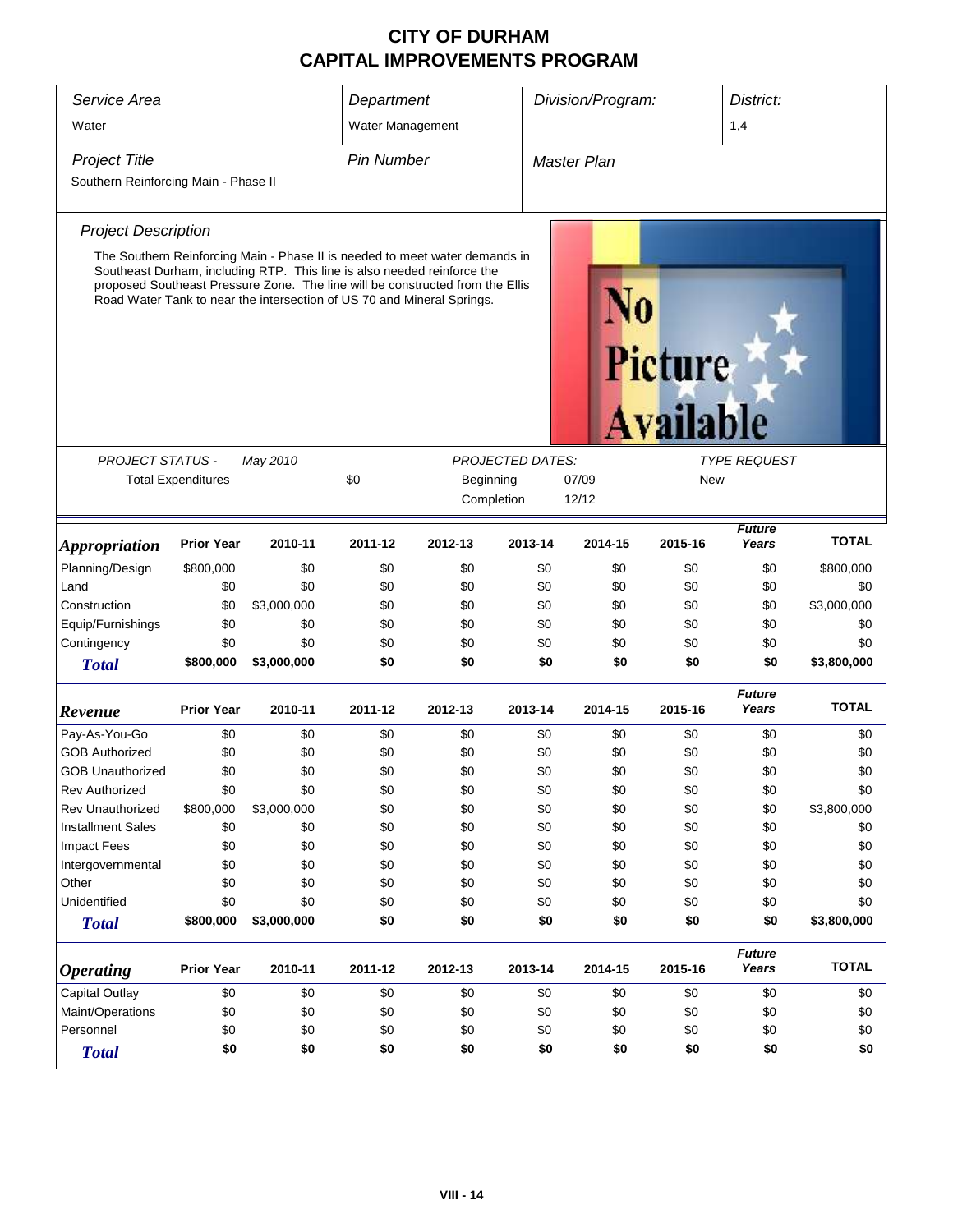# CITY OF DURHAM
## CAPITAL IMPROVEMENTS PROGRAM

| *Service Area* | *Department* | *Division/Program:* | *District:* |
|---|---|---|---|
| Water | Water Management | | 1,4 |

| *Project Title* | *Pin Number* | *Master Plan* |
|---|---|---|
| Southern Reinforcing Main - Phase II | | |

*Project Description*

The Southern Reinforcing Main - Phase II is needed to meet water demands in Southeast Durham, including RTP. This line is also needed reinforce the proposed Southeast Pressure Zone. The line will be constructed from the Ellis Road Water Tank to near the intersection of US 70 and Mineral Springs.

No Picture Available

| *PROJECT STATUS -* | *May 2010* | | *PROJECTED DATES:* | | *TYPE REQUEST* |
|---|---|---|---|---|---|
| Total Expenditures | | $0 | Beginning | 07/09 | New |
| | | | Completion | 12/12 | |

| *Appropriation* | Prior Year | 2010-11 | 2011-12 | 2012-13 | 2013-14 | 2014-15 | 2015-16 | *Future Years* | TOTAL |
|---|---|---|---|---|---|---|---|---|---|
| Planning/Design | $800,000 | $0 | $0 | $0 | $0 | $0 | $0 | $0 | $800,000 |
| Land | $0 | $0 | $0 | $0 | $0 | $0 | $0 | $0 | $0 |
| Construction | $0 | $3,000,000 | $0 | $0 | $0 | $0 | $0 | $0 | $3,000,000 |
| Equip/Furnishings | $0 | $0 | $0 | $0 | $0 | $0 | $0 | $0 | $0 |
| Contingency | $0 | $0 | $0 | $0 | $0 | $0 | $0 | $0 | $0 |
| **Total** | **$800,000** | **$3,000,000** | **$0** | **$0** | **$0** | **$0** | **$0** | **$0** | **$3,800,000** |

| *Revenue* | Prior Year | 2010-11 | 2011-12 | 2012-13 | 2013-14 | 2014-15 | 2015-16 | *Future Years* | TOTAL |
|---|---|---|---|---|---|---|---|---|---|
| Pay-As-You-Go | $0 | $0 | $0 | $0 | $0 | $0 | $0 | $0 | $0 |
| GOB Authorized | $0 | $0 | $0 | $0 | $0 | $0 | $0 | $0 | $0 |
| GOB Unauthorized | $0 | $0 | $0 | $0 | $0 | $0 | $0 | $0 | $0 |
| Rev Authorized | $0 | $0 | $0 | $0 | $0 | $0 | $0 | $0 | $0 |
| Rev Unauthorized | $800,000 | $3,000,000 | $0 | $0 | $0 | $0 | $0 | $0 | $3,800,000 |
| Installment Sales | $0 | $0 | $0 | $0 | $0 | $0 | $0 | $0 | $0 |
| Impact Fees | $0 | $0 | $0 | $0 | $0 | $0 | $0 | $0 | $0 |
| Intergovernmental | $0 | $0 | $0 | $0 | $0 | $0 | $0 | $0 | $0 |
| Other | $0 | $0 | $0 | $0 | $0 | $0 | $0 | $0 | $0 |
| Unidentified | $0 | $0 | $0 | $0 | $0 | $0 | $0 | $0 | $0 |
| **Total** | **$800,000** | **$3,000,000** | **$0** | **$0** | **$0** | **$0** | **$0** | **$0** | **$3,800,000** |

| *Operating* | Prior Year | 2010-11 | 2011-12 | 2012-13 | 2013-14 | 2014-15 | 2015-16 | *Future Years* | TOTAL |
|---|---|---|---|---|---|---|---|---|---|
| Capital Outlay | $0 | $0 | $0 | $0 | $0 | $0 | $0 | $0 | $0 |
| Maint/Operations | $0 | $0 | $0 | $0 | $0 | $0 | $0 | $0 | $0 |
| Personnel | $0 | $0 | $0 | $0 | $0 | $0 | $0 | $0 | $0 |
| **Total** | **$0** | **$0** | **$0** | **$0** | **$0** | **$0** | **$0** | **$0** | **$0** |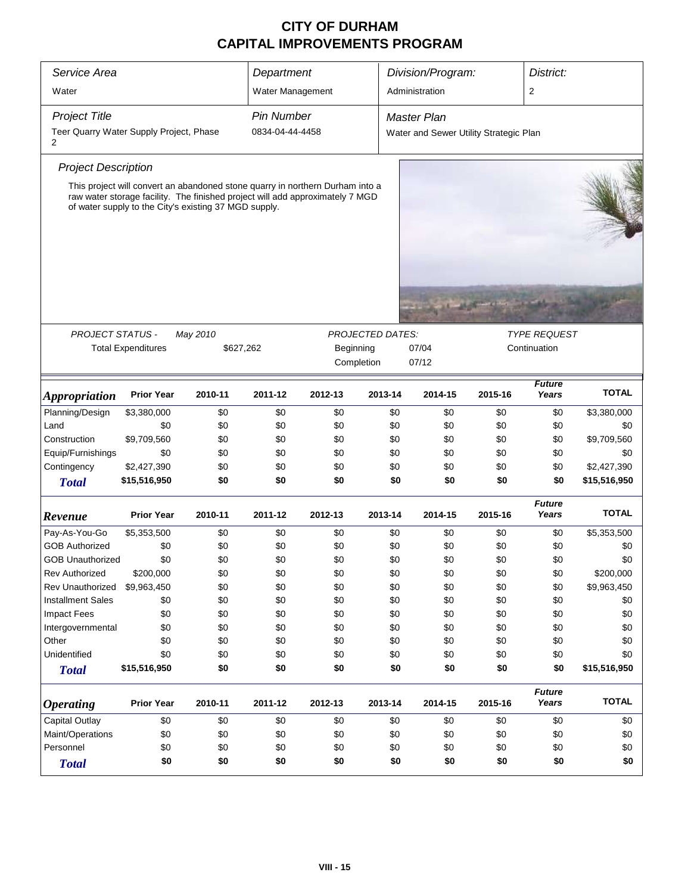# CITY OF DURHAM
## CAPITAL IMPROVEMENTS PROGRAM

| *Service Area* | *Department* | *Division/Program:* | *District:* |
|---|---|---|---|
| Water | Water Management | Administration | 2 |

| *Project Title* | *Pin Number* | *Master Plan* |
|---|---|---|
| Teer Quarry Water Supply Project, Phase 2 | 0834-04-44-4458 | Water and Sewer Utility Strategic Plan |

### *Project Description*

This project will convert an abandoned stone quarry in northern Durham into a raw water storage facility. The finished project will add approximately 7 MGD of water supply to the City's existing 37 MGD supply.

| *PROJECT STATUS -* | *May 2010* | *PROJECTED DATES:* | | *TYPE REQUEST* |
|---|---|---|---|---|
| Total Expenditures | $627,262 | Beginning | 07/04 | Continuation |
| | | Completion | 07/12 | |

| ***Appropriation*** | **Prior Year** | **2010-11** | **2011-12** | **2012-13** | **2013-14** | **2014-15** | **2015-16** | ***Future Years*** | **TOTAL** |
|---|---|---|---|---|---|---|---|---|---|
| Planning/Design | $3,380,000 | $0 | $0 | $0 | $0 | $0 | $0 | $0 | $3,380,000 |
| Land | $0 | $0 | $0 | $0 | $0 | $0 | $0 | $0 | $0 |
| Construction | $9,709,560 | $0 | $0 | $0 | $0 | $0 | $0 | $0 | $9,709,560 |
| Equip/Furnishings | $0 | $0 | $0 | $0 | $0 | $0 | $0 | $0 | $0 |
| Contingency | $2,427,390 | $0 | $0 | $0 | $0 | $0 | $0 | $0 | $2,427,390 |
| ***Total*** | **$15,516,950** | **$0** | **$0** | **$0** | **$0** | **$0** | **$0** | **$0** | **$15,516,950** |

| ***Revenue*** | **Prior Year** | **2010-11** | **2011-12** | **2012-13** | **2013-14** | **2014-15** | **2015-16** | ***Future Years*** | **TOTAL** |
|---|---|---|---|---|---|---|---|---|---|
| Pay-As-You-Go | $5,353,500 | $0 | $0 | $0 | $0 | $0 | $0 | $0 | $5,353,500 |
| GOB Authorized | $0 | $0 | $0 | $0 | $0 | $0 | $0 | $0 | $0 |
| GOB Unauthorized | $0 | $0 | $0 | $0 | $0 | $0 | $0 | $0 | $0 |
| Rev Authorized | $200,000 | $0 | $0 | $0 | $0 | $0 | $0 | $0 | $200,000 |
| Rev Unauthorized | $9,963,450 | $0 | $0 | $0 | $0 | $0 | $0 | $0 | $9,963,450 |
| Installment Sales | $0 | $0 | $0 | $0 | $0 | $0 | $0 | $0 | $0 |
| Impact Fees | $0 | $0 | $0 | $0 | $0 | $0 | $0 | $0 | $0 |
| Intergovernmental | $0 | $0 | $0 | $0 | $0 | $0 | $0 | $0 | $0 |
| Other | $0 | $0 | $0 | $0 | $0 | $0 | $0 | $0 | $0 |
| Unidentified | $0 | $0 | $0 | $0 | $0 | $0 | $0 | $0 | $0 |
| ***Total*** | **$15,516,950** | **$0** | **$0** | **$0** | **$0** | **$0** | **$0** | **$0** | **$15,516,950** |

| ***Operating*** | **Prior Year** | **2010-11** | **2011-12** | **2012-13** | **2013-14** | **2014-15** | **2015-16** | ***Future Years*** | **TOTAL** |
|---|---|---|---|---|---|---|---|---|---|
| Capital Outlay | $0 | $0 | $0 | $0 | $0 | $0 | $0 | $0 | $0 |
| Maint/Operations | $0 | $0 | $0 | $0 | $0 | $0 | $0 | $0 | $0 |
| Personnel | $0 | $0 | $0 | $0 | $0 | $0 | $0 | $0 | $0 |
| ***Total*** | **$0** | **$0** | **$0** | **$0** | **$0** | **$0** | **$0** | **$0** | **$0** |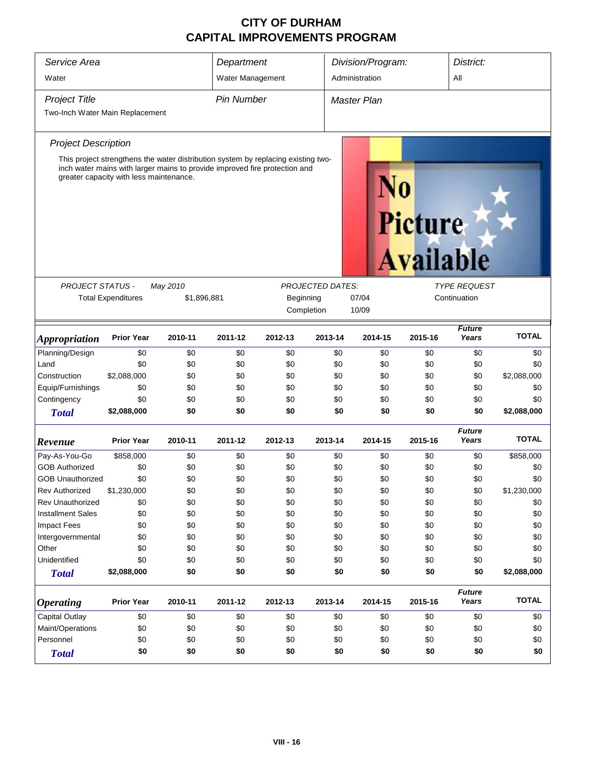# CITY OF DURHAM
# CAPITAL IMPROVEMENTS PROGRAM

| *Service Area* | *Department* | *Division/Program:* | *District:* |
|---|---|---|---|
| Water | Water Management | Administration | All |

| *Project Title* | *Pin Number* | *Master Plan* |
|---|---|---|
| Two-Inch Water Main Replacement | | |

*Project Description*

This project strengthens the water distribution system by replacing existing two-inch water mains with larger mains to provide improved fire protection and greater capacity with less maintenance.

No Picture Available

| *PROJECT STATUS -* | *May 2010* | *PROJECTED DATES:* | | *TYPE REQUEST* |
|---|---|---|---|---|
| Total Expenditures | $1,896,881 | Beginning | 07/04 | Continuation |
| | | Completion | 10/09 | |

| ***Appropriation*** | **Prior Year** | **2010-11** | **2011-12** | **2012-13** | **2013-14** | **2014-15** | **2015-16** | ***Future Years*** | **TOTAL** |
|---|---|---|---|---|---|---|---|---|---|
| Planning/Design | $0 | $0 | $0 | $0 | $0 | $0 | $0 | $0 | $0 |
| Land | $0 | $0 | $0 | $0 | $0 | $0 | $0 | $0 | $0 |
| Construction | $2,088,000 | $0 | $0 | $0 | $0 | $0 | $0 | $0 | $2,088,000 |
| Equip/Furnishings | $0 | $0 | $0 | $0 | $0 | $0 | $0 | $0 | $0 |
| Contingency | $0 | $0 | $0 | $0 | $0 | $0 | $0 | $0 | $0 |
| ***Total*** | **$2,088,000** | **$0** | **$0** | **$0** | **$0** | **$0** | **$0** | **$0** | **$2,088,000** |

| ***Revenue*** | **Prior Year** | **2010-11** | **2011-12** | **2012-13** | **2013-14** | **2014-15** | **2015-16** | ***Future Years*** | **TOTAL** |
|---|---|---|---|---|---|---|---|---|---|
| Pay-As-You-Go | $858,000 | $0 | $0 | $0 | $0 | $0 | $0 | $0 | $858,000 |
| GOB Authorized | $0 | $0 | $0 | $0 | $0 | $0 | $0 | $0 | $0 |
| GOB Unauthorized | $0 | $0 | $0 | $0 | $0 | $0 | $0 | $0 | $0 |
| Rev Authorized | $1,230,000 | $0 | $0 | $0 | $0 | $0 | $0 | $0 | $1,230,000 |
| Rev Unauthorized | $0 | $0 | $0 | $0 | $0 | $0 | $0 | $0 | $0 |
| Installment Sales | $0 | $0 | $0 | $0 | $0 | $0 | $0 | $0 | $0 |
| Impact Fees | $0 | $0 | $0 | $0 | $0 | $0 | $0 | $0 | $0 |
| Intergovernmental | $0 | $0 | $0 | $0 | $0 | $0 | $0 | $0 | $0 |
| Other | $0 | $0 | $0 | $0 | $0 | $0 | $0 | $0 | $0 |
| Unidentified | $0 | $0 | $0 | $0 | $0 | $0 | $0 | $0 | $0 |
| ***Total*** | **$2,088,000** | **$0** | **$0** | **$0** | **$0** | **$0** | **$0** | **$0** | **$2,088,000** |

| ***Operating*** | **Prior Year** | **2010-11** | **2011-12** | **2012-13** | **2013-14** | **2014-15** | **2015-16** | ***Future Years*** | **TOTAL** |
|---|---|---|---|---|---|---|---|---|---|
| Capital Outlay | $0 | $0 | $0 | $0 | $0 | $0 | $0 | $0 | $0 |
| Maint/Operations | $0 | $0 | $0 | $0 | $0 | $0 | $0 | $0 | $0 |
| Personnel | $0 | $0 | $0 | $0 | $0 | $0 | $0 | $0 | $0 |
| ***Total*** | **$0** | **$0** | **$0** | **$0** | **$0** | **$0** | **$0** | **$0** | **$0** |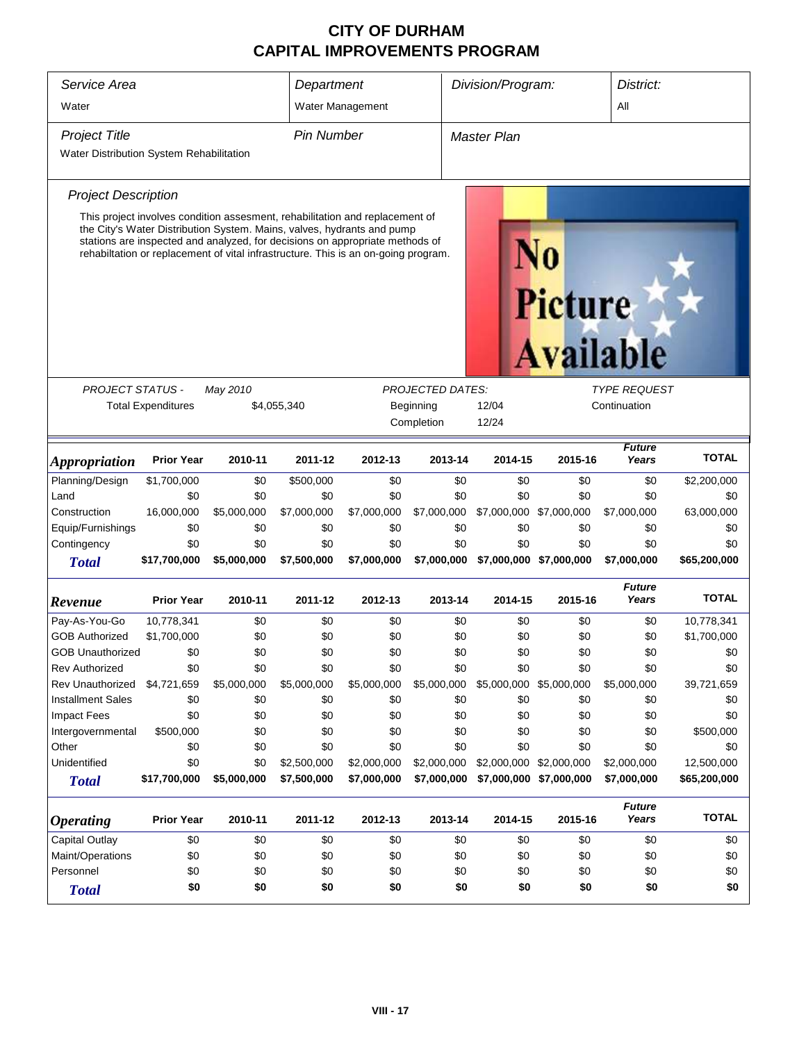# CITY OF DURHAM
# CAPITAL IMPROVEMENTS PROGRAM

| *Service Area* | *Department* | *Division/Program:* | *District:* |
|---|---|---|---|
| Water | Water Management | | All |

| *Project Title* | *Pin Number* | *Master Plan* |
|---|---|---|
| Water Distribution System Rehabilitation | | |

*Project Description*

This project involves condition assesment, rehabilitation and replacement of the City's Water Distribution System. Mains, valves, hydrants and pump stations are inspected and analyzed, for decisions on appropriate methods of rehabiltation or replacement of vital infrastructure. This is an on-going program.

| *PROJECT STATUS -* | *May 2010* | *PROJECTED DATES:* | | *TYPE REQUEST* |
|---|---|---|---|---|
| Total Expenditures | $4,055,340 | Beginning | 12/04 | Continuation |
| | | Completion | 12/24 | |

| *Appropriation* | Prior Year | 2010-11 | 2011-12 | 2012-13 | 2013-14 | 2014-15 | 2015-16 | *Future Years* | TOTAL |
|---|---|---|---|---|---|---|---|---|---|
| Planning/Design | $1,700,000 | $0 | $500,000 | $0 | $0 | $0 | $0 | $0 | $2,200,000 |
| Land | $0 | $0 | $0 | $0 | $0 | $0 | $0 | $0 | $0 |
| Construction | 16,000,000 | $5,000,000 | $7,000,000 | $7,000,000 | $7,000,000 | $7,000,000 | $7,000,000 | $7,000,000 | 63,000,000 |
| Equip/Furnishings | $0 | $0 | $0 | $0 | $0 | $0 | $0 | $0 | $0 |
| Contingency | $0 | $0 | $0 | $0 | $0 | $0 | $0 | $0 | $0 |
| ***Total*** | **$17,700,000** | **$5,000,000** | **$7,500,000** | **$7,000,000** | **$7,000,000** | **$7,000,000** | **$7,000,000** | **$7,000,000** | **$65,200,000** |

| *Revenue* | Prior Year | 2010-11 | 2011-12 | 2012-13 | 2013-14 | 2014-15 | 2015-16 | *Future Years* | TOTAL |
|---|---|---|---|---|---|---|---|---|---|
| Pay-As-You-Go | 10,778,341 | $0 | $0 | $0 | $0 | $0 | $0 | $0 | 10,778,341 |
| GOB Authorized | $1,700,000 | $0 | $0 | $0 | $0 | $0 | $0 | $0 | $1,700,000 |
| GOB Unauthorized | $0 | $0 | $0 | $0 | $0 | $0 | $0 | $0 | $0 |
| Rev Authorized | $0 | $0 | $0 | $0 | $0 | $0 | $0 | $0 | $0 |
| Rev Unauthorized | $4,721,659 | $5,000,000 | $5,000,000 | $5,000,000 | $5,000,000 | $5,000,000 | $5,000,000 | $5,000,000 | 39,721,659 |
| Installment Sales | $0 | $0 | $0 | $0 | $0 | $0 | $0 | $0 | $0 |
| Impact Fees | $0 | $0 | $0 | $0 | $0 | $0 | $0 | $0 | $0 |
| Intergovernmental | $500,000 | $0 | $0 | $0 | $0 | $0 | $0 | $0 | $500,000 |
| Other | $0 | $0 | $0 | $0 | $0 | $0 | $0 | $0 | $0 |
| Unidentified | $0 | $0 | $2,500,000 | $2,000,000 | $2,000,000 | $2,000,000 | $2,000,000 | $2,000,000 | 12,500,000 |
| ***Total*** | **$17,700,000** | **$5,000,000** | **$7,500,000** | **$7,000,000** | **$7,000,000** | **$7,000,000** | **$7,000,000** | **$7,000,000** | **$65,200,000** |

| *Operating* | Prior Year | 2010-11 | 2011-12 | 2012-13 | 2013-14 | 2014-15 | 2015-16 | *Future Years* | TOTAL |
|---|---|---|---|---|---|---|---|---|---|
| Capital Outlay | $0 | $0 | $0 | $0 | $0 | $0 | $0 | $0 | $0 |
| Maint/Operations | $0 | $0 | $0 | $0 | $0 | $0 | $0 | $0 | $0 |
| Personnel | $0 | $0 | $0 | $0 | $0 | $0 | $0 | $0 | $0 |
| ***Total*** | **$0** | **$0** | **$0** | **$0** | **$0** | **$0** | **$0** | **$0** | **$0** |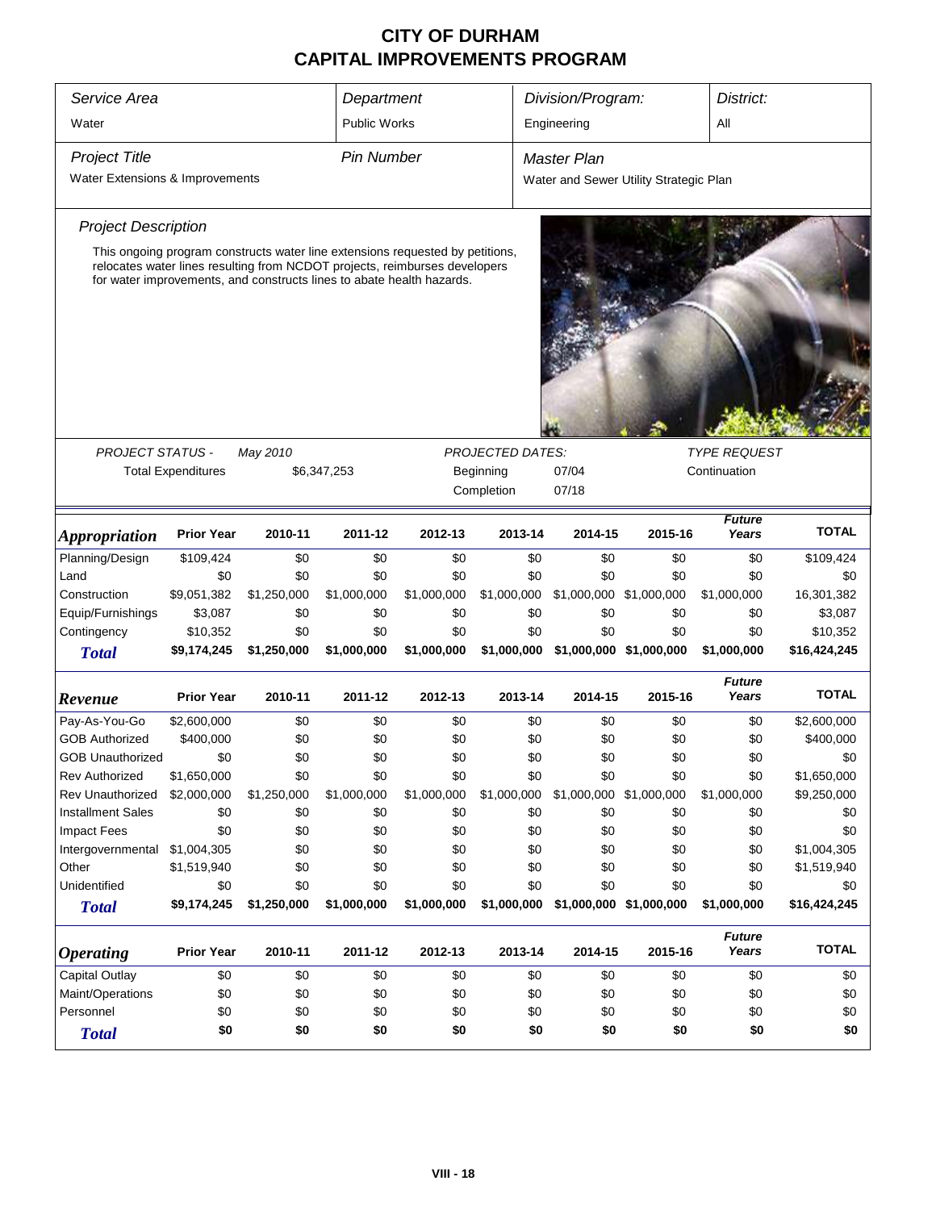# CITY OF DURHAM
# CAPITAL IMPROVEMENTS PROGRAM

| *Service Area* | *Department* | *Division/Program:* | *District:* |
|---|---|---|---|
| Water | Public Works | Engineering | All |

| *Project Title* | *Pin Number* | *Master Plan* |
|---|---|---|
| Water Extensions & Improvements | | Water and Sewer Utility Strategic Plan |

*Project Description*

This ongoing program constructs water line extensions requested by petitions, relocates water lines resulting from NCDOT projects, reimburses developers for water improvements, and constructs lines to abate health hazards.

| PROJECT STATUS - | May 2010 | PROJECTED DATES: | | TYPE REQUEST |
|---|---|---|---|---|
| Total Expenditures | $6,347,253 | Beginning | 07/04 | Continuation |
| | | Completion | 07/18 | |

| *Appropriation* | Prior Year | 2010-11 | 2011-12 | 2012-13 | 2013-14 | 2014-15 | 2015-16 | *Future Years* | TOTAL |
|---|---|---|---|---|---|---|---|---|---|
| Planning/Design | $109,424 | $0 | $0 | $0 | $0 | $0 | $0 | $0 | $109,424 |
| Land | $0 | $0 | $0 | $0 | $0 | $0 | $0 | $0 | $0 |
| Construction | $9,051,382 | $1,250,000 | $1,000,000 | $1,000,000 | $1,000,000 | $1,000,000 | $1,000,000 | $1,000,000 | 16,301,382 |
| Equip/Furnishings | $3,087 | $0 | $0 | $0 | $0 | $0 | $0 | $0 | $3,087 |
| Contingency | $10,352 | $0 | $0 | $0 | $0 | $0 | $0 | $0 | $10,352 |
| ***Total*** | **$9,174,245** | **$1,250,000** | **$1,000,000** | **$1,000,000** | **$1,000,000** | **$1,000,000** | **$1,000,000** | **$1,000,000** | **$16,424,245** |

| *Revenue* | Prior Year | 2010-11 | 2011-12 | 2012-13 | 2013-14 | 2014-15 | 2015-16 | *Future Years* | TOTAL |
|---|---|---|---|---|---|---|---|---|---|
| Pay-As-You-Go | $2,600,000 | $0 | $0 | $0 | $0 | $0 | $0 | $0 | $2,600,000 |
| GOB Authorized | $400,000 | $0 | $0 | $0 | $0 | $0 | $0 | $0 | $400,000 |
| GOB Unauthorized | $0 | $0 | $0 | $0 | $0 | $0 | $0 | $0 | $0 |
| Rev Authorized | $1,650,000 | $0 | $0 | $0 | $0 | $0 | $0 | $0 | $1,650,000 |
| Rev Unauthorized | $2,000,000 | $1,250,000 | $1,000,000 | $1,000,000 | $1,000,000 | $1,000,000 | $1,000,000 | $1,000,000 | $9,250,000 |
| Installment Sales | $0 | $0 | $0 | $0 | $0 | $0 | $0 | $0 | $0 |
| Impact Fees | $0 | $0 | $0 | $0 | $0 | $0 | $0 | $0 | $0 |
| Intergovernmental | $1,004,305 | $0 | $0 | $0 | $0 | $0 | $0 | $0 | $1,004,305 |
| Other | $1,519,940 | $0 | $0 | $0 | $0 | $0 | $0 | $0 | $1,519,940 |
| Unidentified | $0 | $0 | $0 | $0 | $0 | $0 | $0 | $0 | $0 |
| ***Total*** | **$9,174,245** | **$1,250,000** | **$1,000,000** | **$1,000,000** | **$1,000,000** | **$1,000,000** | **$1,000,000** | **$1,000,000** | **$16,424,245** |

| *Operating* | Prior Year | 2010-11 | 2011-12 | 2012-13 | 2013-14 | 2014-15 | 2015-16 | *Future Years* | TOTAL |
|---|---|---|---|---|---|---|---|---|---|
| Capital Outlay | $0 | $0 | $0 | $0 | $0 | $0 | $0 | $0 | $0 |
| Maint/Operations | $0 | $0 | $0 | $0 | $0 | $0 | $0 | $0 | $0 |
| Personnel | $0 | $0 | $0 | $0 | $0 | $0 | $0 | $0 | $0 |
| ***Total*** | **$0** | **$0** | **$0** | **$0** | **$0** | **$0** | **$0** | **$0** | **$0** |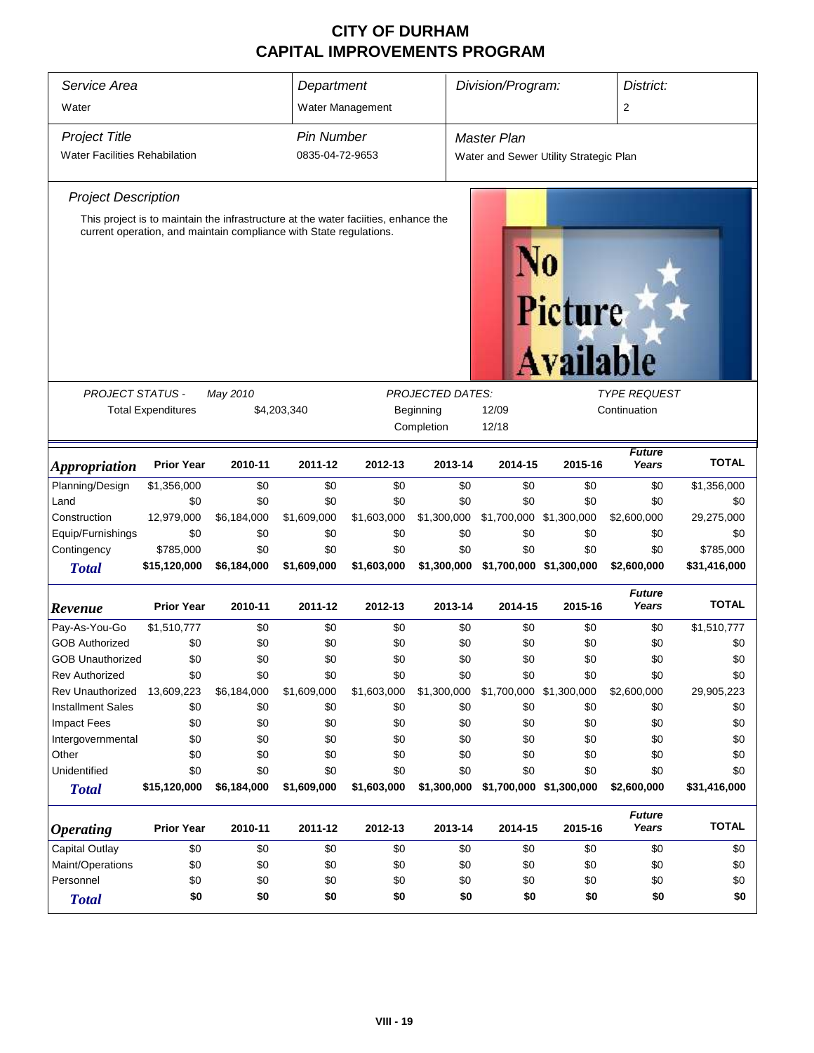# CITY OF DURHAM
# CAPITAL IMPROVEMENTS PROGRAM

| Service Area | Department | Division/Program: | District: |
|---|---|---|---|
| Water | Water Management | | 2 |

| Project Title | Pin Number | Master Plan |
|---|---|---|
| Water Facilities Rehabilitation | 0835-04-72-9653 | Water and Sewer Utility Strategic Plan |

*Project Description*

This project is to maintain the infrastructure at the water faciities, enhance the current operation, and maintain compliance with State regulations.

No Picture Available

| PROJECT STATUS - | May 2010 | PROJECTED DATES: | | TYPE REQUEST |
|---|---|---|---|---|
| Total Expenditures | $4,203,340 | Beginning | 12/09 | Continuation |
| | | Completion | 12/18 | |

| *Appropriation* | Prior Year | 2010-11 | 2011-12 | 2012-13 | 2013-14 | 2014-15 | 2015-16 | *Future Years* | TOTAL |
|---|---|---|---|---|---|---|---|---|---|
| Planning/Design | $1,356,000 | $0 | $0 | $0 | $0 | $0 | $0 | $0 | $1,356,000 |
| Land | $0 | $0 | $0 | $0 | $0 | $0 | $0 | $0 | $0 |
| Construction | 12,979,000 | $6,184,000 | $1,609,000 | $1,603,000 | $1,300,000 | $1,700,000 | $1,300,000 | $2,600,000 | 29,275,000 |
| Equip/Furnishings | $0 | $0 | $0 | $0 | $0 | $0 | $0 | $0 | $0 |
| Contingency | $785,000 | $0 | $0 | $0 | $0 | $0 | $0 | $0 | $785,000 |
| **Total** | **$15,120,000** | **$6,184,000** | **$1,609,000** | **$1,603,000** | **$1,300,000** | **$1,700,000** | **$1,300,000** | **$2,600,000** | **$31,416,000** |

| *Revenue* | Prior Year | 2010-11 | 2011-12 | 2012-13 | 2013-14 | 2014-15 | 2015-16 | *Future Years* | TOTAL |
|---|---|---|---|---|---|---|---|---|---|
| Pay-As-You-Go | $1,510,777 | $0 | $0 | $0 | $0 | $0 | $0 | $0 | $1,510,777 |
| GOB Authorized | $0 | $0 | $0 | $0 | $0 | $0 | $0 | $0 | $0 |
| GOB Unauthorized | $0 | $0 | $0 | $0 | $0 | $0 | $0 | $0 | $0 |
| Rev Authorized | $0 | $0 | $0 | $0 | $0 | $0 | $0 | $0 | $0 |
| Rev Unauthorized | 13,609,223 | $6,184,000 | $1,609,000 | $1,603,000 | $1,300,000 | $1,700,000 | $1,300,000 | $2,600,000 | 29,905,223 |
| Installment Sales | $0 | $0 | $0 | $0 | $0 | $0 | $0 | $0 | $0 |
| Impact Fees | $0 | $0 | $0 | $0 | $0 | $0 | $0 | $0 | $0 |
| Intergovernmental | $0 | $0 | $0 | $0 | $0 | $0 | $0 | $0 | $0 |
| Other | $0 | $0 | $0 | $0 | $0 | $0 | $0 | $0 | $0 |
| Unidentified | $0 | $0 | $0 | $0 | $0 | $0 | $0 | $0 | $0 |
| **Total** | **$15,120,000** | **$6,184,000** | **$1,609,000** | **$1,603,000** | **$1,300,000** | **$1,700,000** | **$1,300,000** | **$2,600,000** | **$31,416,000** |

| *Operating* | Prior Year | 2010-11 | 2011-12 | 2012-13 | 2013-14 | 2014-15 | 2015-16 | *Future Years* | TOTAL |
|---|---|---|---|---|---|---|---|---|---|
| Capital Outlay | $0 | $0 | $0 | $0 | $0 | $0 | $0 | $0 | $0 |
| Maint/Operations | $0 | $0 | $0 | $0 | $0 | $0 | $0 | $0 | $0 |
| Personnel | $0 | $0 | $0 | $0 | $0 | $0 | $0 | $0 | $0 |
| **Total** | **$0** | **$0** | **$0** | **$0** | **$0** | **$0** | **$0** | **$0** | **$0** |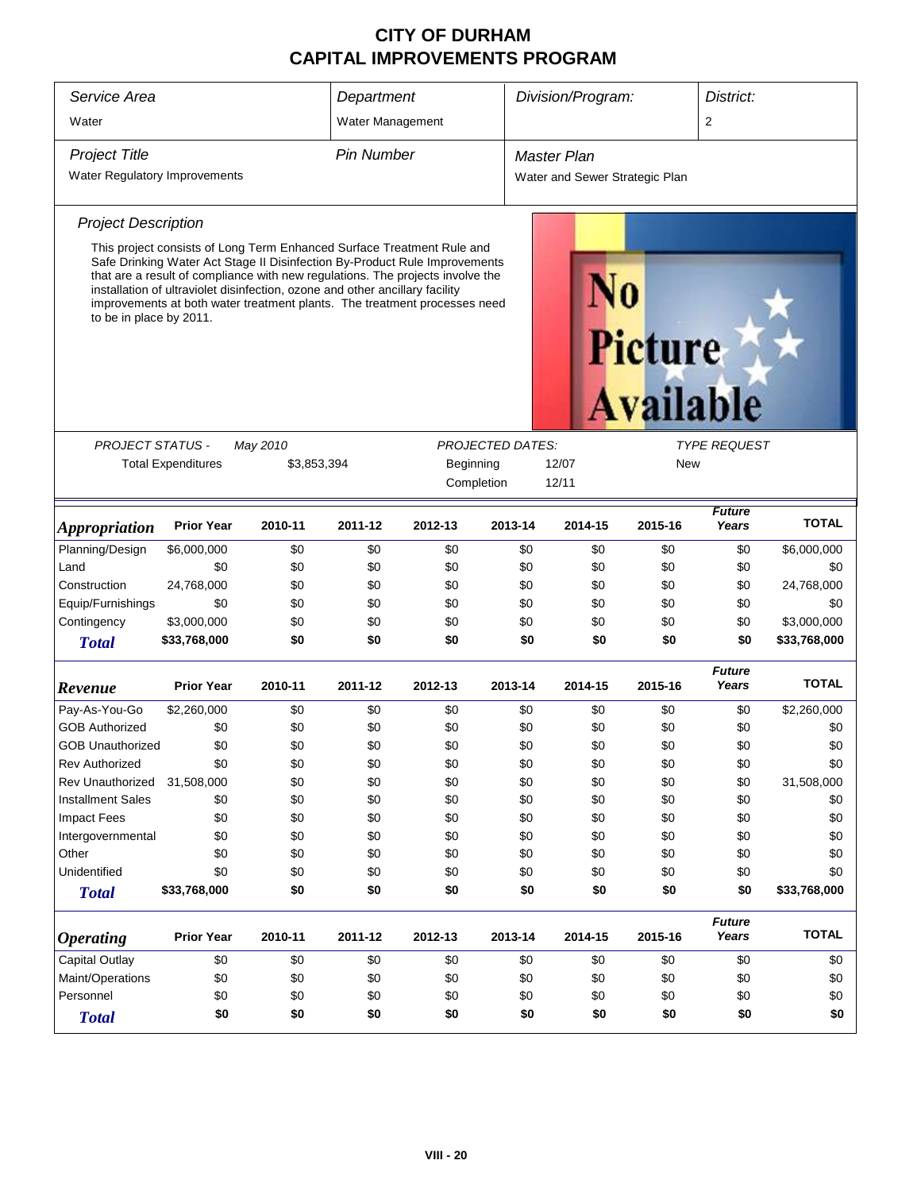# CITY OF DURHAM
# CAPITAL IMPROVEMENTS PROGRAM

| *Service Area* | *Department* | *Division/Program:* | *District:* |
|---|---|---|---|
| Water | Water Management | | 2 |

| *Project Title* | *Pin Number* | *Master Plan* |
|---|---|---|
| Water Regulatory Improvements | | Water and Sewer Strategic Plan |

*Project Description*

This project consists of Long Term Enhanced Surface Treatment Rule and Safe Drinking Water Act Stage II Disinfection By-Product Rule Improvements that are a result of compliance with new regulations. The projects involve the installation of ultraviolet disinfection, ozone and other ancillary facility improvements at both water treatment plants. The treatment processes need to be in place by 2011.

No Picture Available

| *PROJECT STATUS -* | *May 2010* | *PROJECTED DATES:* | | *TYPE REQUEST* |
|---|---|---|---|---|
| Total Expenditures | $3,853,394 | Beginning | 12/07 | New |
| | | Completion | 12/11 | |

| *Appropriation* | Prior Year | 2010-11 | 2011-12 | 2012-13 | 2013-14 | 2014-15 | 2015-16 | *Future Years* | TOTAL |
|---|---|---|---|---|---|---|---|---|---|
| Planning/Design | $6,000,000 | $0 | $0 | $0 | $0 | $0 | $0 | $0 | $6,000,000 |
| Land | $0 | $0 | $0 | $0 | $0 | $0 | $0 | $0 | $0 |
| Construction | 24,768,000 | $0 | $0 | $0 | $0 | $0 | $0 | $0 | 24,768,000 |
| Equip/Furnishings | $0 | $0 | $0 | $0 | $0 | $0 | $0 | $0 | $0 |
| Contingency | $3,000,000 | $0 | $0 | $0 | $0 | $0 | $0 | $0 | $3,000,000 |
| **Total** | **$33,768,000** | **$0** | **$0** | **$0** | **$0** | **$0** | **$0** | **$0** | **$33,768,000** |

| *Revenue* | Prior Year | 2010-11 | 2011-12 | 2012-13 | 2013-14 | 2014-15 | 2015-16 | *Future Years* | TOTAL |
|---|---|---|---|---|---|---|---|---|---|
| Pay-As-You-Go | $2,260,000 | $0 | $0 | $0 | $0 | $0 | $0 | $0 | $2,260,000 |
| GOB Authorized | $0 | $0 | $0 | $0 | $0 | $0 | $0 | $0 | $0 |
| GOB Unauthorized | $0 | $0 | $0 | $0 | $0 | $0 | $0 | $0 | $0 |
| Rev Authorized | $0 | $0 | $0 | $0 | $0 | $0 | $0 | $0 | $0 |
| Rev Unauthorized | 31,508,000 | $0 | $0 | $0 | $0 | $0 | $0 | $0 | 31,508,000 |
| Installment Sales | $0 | $0 | $0 | $0 | $0 | $0 | $0 | $0 | $0 |
| Impact Fees | $0 | $0 | $0 | $0 | $0 | $0 | $0 | $0 | $0 |
| Intergovernmental | $0 | $0 | $0 | $0 | $0 | $0 | $0 | $0 | $0 |
| Other | $0 | $0 | $0 | $0 | $0 | $0 | $0 | $0 | $0 |
| Unidentified | $0 | $0 | $0 | $0 | $0 | $0 | $0 | $0 | $0 |
| **Total** | **$33,768,000** | **$0** | **$0** | **$0** | **$0** | **$0** | **$0** | **$0** | **$33,768,000** |

| *Operating* | Prior Year | 2010-11 | 2011-12 | 2012-13 | 2013-14 | 2014-15 | 2015-16 | *Future Years* | TOTAL |
|---|---|---|---|---|---|---|---|---|---|
| Capital Outlay | $0 | $0 | $0 | $0 | $0 | $0 | $0 | $0 | $0 |
| Maint/Operations | $0 | $0 | $0 | $0 | $0 | $0 | $0 | $0 | $0 |
| Personnel | $0 | $0 | $0 | $0 | $0 | $0 | $0 | $0 | $0 |
| **Total** | **$0** | **$0** | **$0** | **$0** | **$0** | **$0** | **$0** | **$0** | **$0** |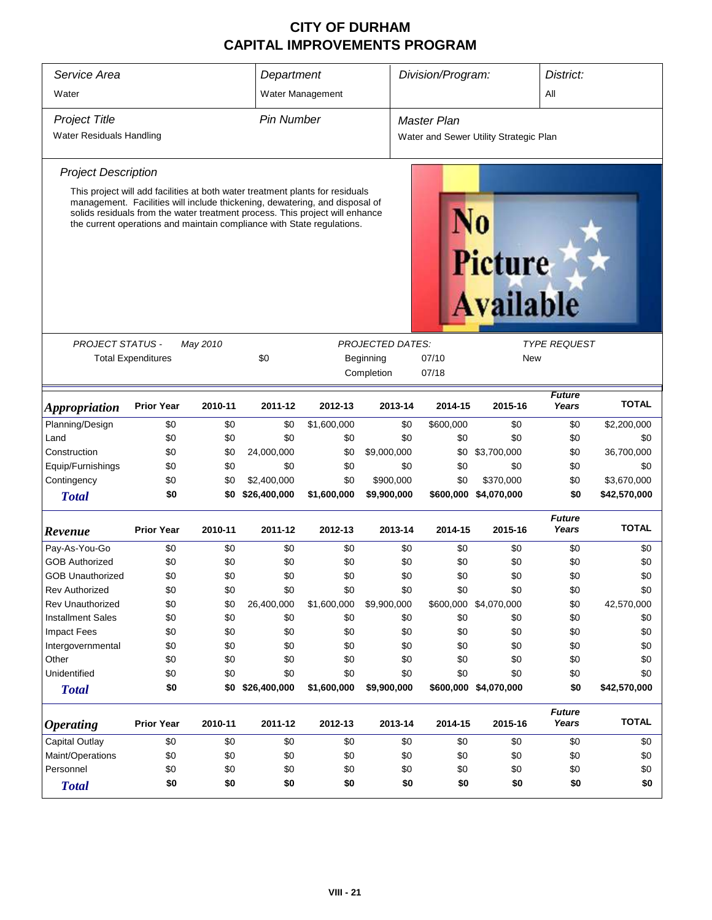# CITY OF DURHAM
# CAPITAL IMPROVEMENTS PROGRAM

| *Service Area* | *Department* | *Division/Program:* | *District:* |
|---|---|---|---|
| Water | Water Management | | All |

| *Project Title* | *Pin Number* | *Master Plan* |
|---|---|---|
| Water Residuals Handling | | Water and Sewer Utility Strategic Plan |

*Project Description*

This project will add facilities at both water treatment plants for residuals management. Facilities will include thickening, dewatering, and disposal of solids residuals from the water treatment process. This project will enhance the current operations and maintain compliance with State regulations.

No Picture Available

| *PROJECT STATUS -* | *May 2010* | *PROJECTED DATES:* | | *TYPE REQUEST* |
|---|---|---|---|---|
| Total Expenditures | $0 | Beginning | 07/10 | New |
| | | Completion | 07/18 | |

| ***Appropriation*** | **Prior Year** | **2010-11** | **2011-12** | **2012-13** | **2013-14** | **2014-15** | **2015-16** | ***Future Years*** | **TOTAL** |
|---|---|---|---|---|---|---|---|---|---|
| Planning/Design | $0 | $0 | $0 | $1,600,000 | $0 | $600,000 | $0 | $0 | $2,200,000 |
| Land | $0 | $0 | $0 | $0 | $0 | $0 | $0 | $0 | $0 |
| Construction | $0 | $0 | 24,000,000 | $0 | $9,000,000 | $0 | $3,700,000 | $0 | 36,700,000 |
| Equip/Furnishings | $0 | $0 | $0 | $0 | $0 | $0 | $0 | $0 | $0 |
| Contingency | $0 | $0 | $2,400,000 | $0 | $900,000 | $0 | $370,000 | $0 | $3,670,000 |
| ***Total*** | **$0** | **$0** | **$26,400,000** | **$1,600,000** | **$9,900,000** | **$600,000** | **$4,070,000** | **$0** | **$42,570,000** |

| ***Revenue*** | **Prior Year** | **2010-11** | **2011-12** | **2012-13** | **2013-14** | **2014-15** | **2015-16** | ***Future Years*** | **TOTAL** |
|---|---|---|---|---|---|---|---|---|---|
| Pay-As-You-Go | $0 | $0 | $0 | $0 | $0 | $0 | $0 | $0 | $0 |
| GOB Authorized | $0 | $0 | $0 | $0 | $0 | $0 | $0 | $0 | $0 |
| GOB Unauthorized | $0 | $0 | $0 | $0 | $0 | $0 | $0 | $0 | $0 |
| Rev Authorized | $0 | $0 | $0 | $0 | $0 | $0 | $0 | $0 | $0 |
| Rev Unauthorized | $0 | $0 | 26,400,000 | $1,600,000 | $9,900,000 | $600,000 | $4,070,000 | $0 | 42,570,000 |
| Installment Sales | $0 | $0 | $0 | $0 | $0 | $0 | $0 | $0 | $0 |
| Impact Fees | $0 | $0 | $0 | $0 | $0 | $0 | $0 | $0 | $0 |
| Intergovernmental | $0 | $0 | $0 | $0 | $0 | $0 | $0 | $0 | $0 |
| Other | $0 | $0 | $0 | $0 | $0 | $0 | $0 | $0 | $0 |
| Unidentified | $0 | $0 | $0 | $0 | $0 | $0 | $0 | $0 | $0 |
| ***Total*** | **$0** | **$0** | **$26,400,000** | **$1,600,000** | **$9,900,000** | **$600,000** | **$4,070,000** | **$0** | **$42,570,000** |

| ***Operating*** | **Prior Year** | **2010-11** | **2011-12** | **2012-13** | **2013-14** | **2014-15** | **2015-16** | ***Future Years*** | **TOTAL** |
|---|---|---|---|---|---|---|---|---|---|
| Capital Outlay | $0 | $0 | $0 | $0 | $0 | $0 | $0 | $0 | $0 |
| Maint/Operations | $0 | $0 | $0 | $0 | $0 | $0 | $0 | $0 | $0 |
| Personnel | $0 | $0 | $0 | $0 | $0 | $0 | $0 | $0 | $0 |
| ***Total*** | **$0** | **$0** | **$0** | **$0** | **$0** | **$0** | **$0** | **$0** | **$0** |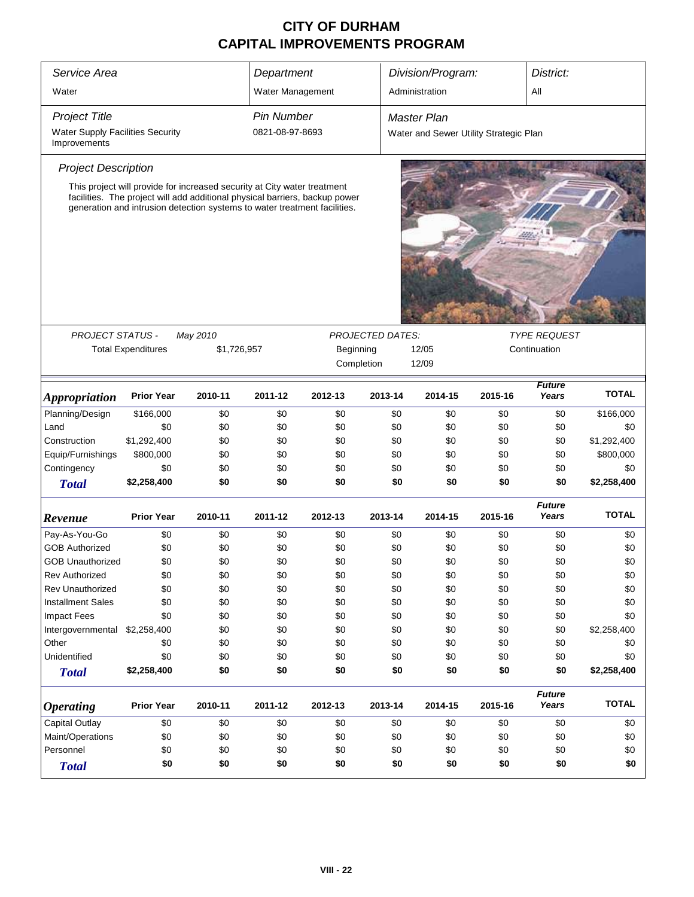# CITY OF DURHAM
# CAPITAL IMPROVEMENTS PROGRAM

| *Service Area* | *Department* | *Division/Program:* | *District:* |
|---|---|---|---|
| Water | Water Management | Administration | All |

| *Project Title* | *Pin Number* | *Master Plan* |
|---|---|---|
| Water Supply Facilities Security Improvements | 0821-08-97-8693 | Water and Sewer Utility Strategic Plan |

*Project Description*

This project will provide for increased security at City water treatment facilities. The project will add additional physical barriers, backup power generation and intrusion detection systems to water treatment facilities.

| *PROJECT STATUS -* | *May 2010* | *PROJECTED DATES:* | | *TYPE REQUEST* |
|---|---|---|---|---|
| Total Expenditures | $1,726,957 | Beginning | 12/05 | Continuation |
| | | Completion | 12/09 | |

| *Appropriation* | Prior Year | 2010-11 | 2011-12 | 2012-13 | 2013-14 | 2014-15 | 2015-16 | *Future Years* | TOTAL |
|---|---|---|---|---|---|---|---|---|---|
| Planning/Design | $166,000 | $0 | $0 | $0 | $0 | $0 | $0 | $0 | $166,000 |
| Land | $0 | $0 | $0 | $0 | $0 | $0 | $0 | $0 | $0 |
| Construction | $1,292,400 | $0 | $0 | $0 | $0 | $0 | $0 | $0 | $1,292,400 |
| Equip/Furnishings | $800,000 | $0 | $0 | $0 | $0 | $0 | $0 | $0 | $800,000 |
| Contingency | $0 | $0 | $0 | $0 | $0 | $0 | $0 | $0 | $0 |
| ***Total*** | **$2,258,400** | **$0** | **$0** | **$0** | **$0** | **$0** | **$0** | **$0** | **$2,258,400** |

| *Revenue* | Prior Year | 2010-11 | 2011-12 | 2012-13 | 2013-14 | 2014-15 | 2015-16 | *Future Years* | TOTAL |
|---|---|---|---|---|---|---|---|---|---|
| Pay-As-You-Go | $0 | $0 | $0 | $0 | $0 | $0 | $0 | $0 | $0 |
| GOB Authorized | $0 | $0 | $0 | $0 | $0 | $0 | $0 | $0 | $0 |
| GOB Unauthorized | $0 | $0 | $0 | $0 | $0 | $0 | $0 | $0 | $0 |
| Rev Authorized | $0 | $0 | $0 | $0 | $0 | $0 | $0 | $0 | $0 |
| Rev Unauthorized | $0 | $0 | $0 | $0 | $0 | $0 | $0 | $0 | $0 |
| Installment Sales | $0 | $0 | $0 | $0 | $0 | $0 | $0 | $0 | $0 |
| Impact Fees | $0 | $0 | $0 | $0 | $0 | $0 | $0 | $0 | $0 |
| Intergovernmental | $2,258,400 | $0 | $0 | $0 | $0 | $0 | $0 | $0 | $2,258,400 |
| Other | $0 | $0 | $0 | $0 | $0 | $0 | $0 | $0 | $0 |
| Unidentified | $0 | $0 | $0 | $0 | $0 | $0 | $0 | $0 | $0 |
| ***Total*** | **$2,258,400** | **$0** | **$0** | **$0** | **$0** | **$0** | **$0** | **$0** | **$2,258,400** |

| *Operating* | Prior Year | 2010-11 | 2011-12 | 2012-13 | 2013-14 | 2014-15 | 2015-16 | *Future Years* | TOTAL |
|---|---|---|---|---|---|---|---|---|---|
| Capital Outlay | $0 | $0 | $0 | $0 | $0 | $0 | $0 | $0 | $0 |
| Maint/Operations | $0 | $0 | $0 | $0 | $0 | $0 | $0 | $0 | $0 |
| Personnel | $0 | $0 | $0 | $0 | $0 | $0 | $0 | $0 | $0 |
| ***Total*** | **$0** | **$0** | **$0** | **$0** | **$0** | **$0** | **$0** | **$0** | **$0** |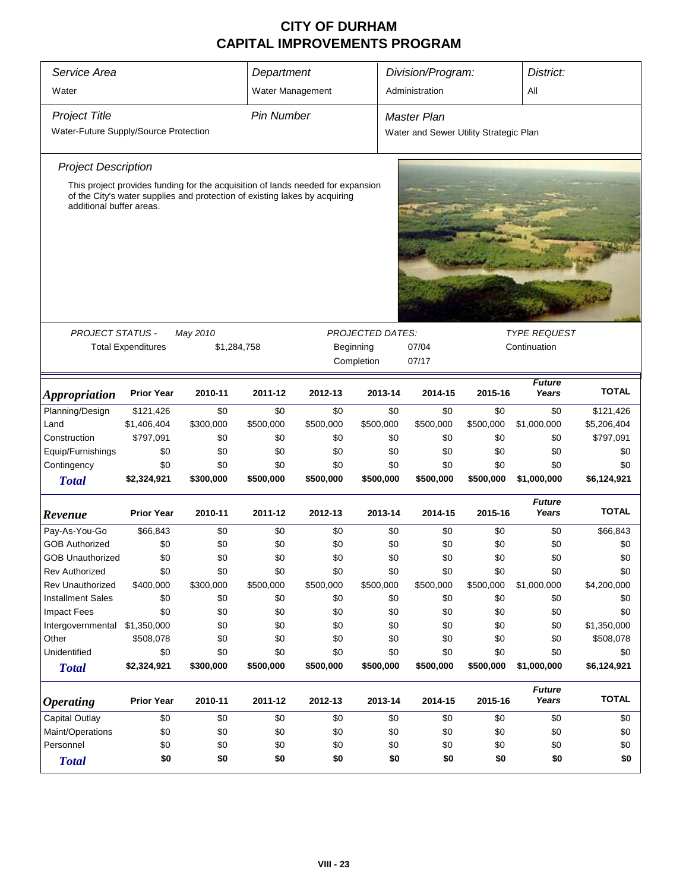# CITY OF DURHAM
## CAPITAL IMPROVEMENTS PROGRAM

| *Service Area* | *Department* | *Division/Program:* | *District:* |
|---|---|---|---|
| Water | Water Management | Administration | All |

| *Project Title* | *Pin Number* | *Master Plan* |
|---|---|---|
| Water-Future Supply/Source Protection | | Water and Sewer Utility Strategic Plan |

### *Project Description*

This project provides funding for the acquisition of lands needed for expansion of the City's water supplies and protection of existing lakes by acquiring additional buffer areas.

| *PROJECT STATUS -* | May 2010 | *PROJECTED DATES:* | | *TYPE REQUEST* |
|---|---|---|---|---|
| Total Expenditures | $1,284,758 | Beginning | 07/04 | Continuation |
| | | Completion | 07/17 | |

| *Appropriation* | Prior Year | 2010-11 | 2011-12 | 2012-13 | 2013-14 | 2014-15 | 2015-16 | Future Years | TOTAL |
|---|---|---|---|---|---|---|---|---|---|
| Planning/Design | $121,426 | $0 | $0 | $0 | $0 | $0 | $0 | $0 | $121,426 |
| Land | $1,406,404 | $300,000 | $500,000 | $500,000 | $500,000 | $500,000 | $500,000 | $1,000,000 | $5,206,404 |
| Construction | $797,091 | $0 | $0 | $0 | $0 | $0 | $0 | $0 | $797,091 |
| Equip/Furnishings | $0 | $0 | $0 | $0 | $0 | $0 | $0 | $0 | $0 |
| Contingency | $0 | $0 | $0 | $0 | $0 | $0 | $0 | $0 | $0 |
| ***Total*** | **$2,324,921** | **$300,000** | **$500,000** | **$500,000** | **$500,000** | **$500,000** | **$500,000** | **$1,000,000** | **$6,124,921** |

| *Revenue* | Prior Year | 2010-11 | 2011-12 | 2012-13 | 2013-14 | 2014-15 | 2015-16 | Future Years | TOTAL |
|---|---|---|---|---|---|---|---|---|---|
| Pay-As-You-Go | $66,843 | $0 | $0 | $0 | $0 | $0 | $0 | $0 | $66,843 |
| GOB Authorized | $0 | $0 | $0 | $0 | $0 | $0 | $0 | $0 | $0 |
| GOB Unauthorized | $0 | $0 | $0 | $0 | $0 | $0 | $0 | $0 | $0 |
| Rev Authorized | $0 | $0 | $0 | $0 | $0 | $0 | $0 | $0 | $0 |
| Rev Unauthorized | $400,000 | $300,000 | $500,000 | $500,000 | $500,000 | $500,000 | $500,000 | $1,000,000 | $4,200,000 |
| Installment Sales | $0 | $0 | $0 | $0 | $0 | $0 | $0 | $0 | $0 |
| Impact Fees | $0 | $0 | $0 | $0 | $0 | $0 | $0 | $0 | $0 |
| Intergovernmental | $1,350,000 | $0 | $0 | $0 | $0 | $0 | $0 | $0 | $1,350,000 |
| Other | $508,078 | $0 | $0 | $0 | $0 | $0 | $0 | $0 | $508,078 |
| Unidentified | $0 | $0 | $0 | $0 | $0 | $0 | $0 | $0 | $0 |
| ***Total*** | **$2,324,921** | **$300,000** | **$500,000** | **$500,000** | **$500,000** | **$500,000** | **$500,000** | **$1,000,000** | **$6,124,921** |

| *Operating* | Prior Year | 2010-11 | 2011-12 | 2012-13 | 2013-14 | 2014-15 | 2015-16 | Future Years | TOTAL |
|---|---|---|---|---|---|---|---|---|---|
| Capital Outlay | $0 | $0 | $0 | $0 | $0 | $0 | $0 | $0 | $0 |
| Maint/Operations | $0 | $0 | $0 | $0 | $0 | $0 | $0 | $0 | $0 |
| Personnel | $0 | $0 | $0 | $0 | $0 | $0 | $0 | $0 | $0 |
| ***Total*** | **$0** | **$0** | **$0** | **$0** | **$0** | **$0** | **$0** | **$0** | **$0** |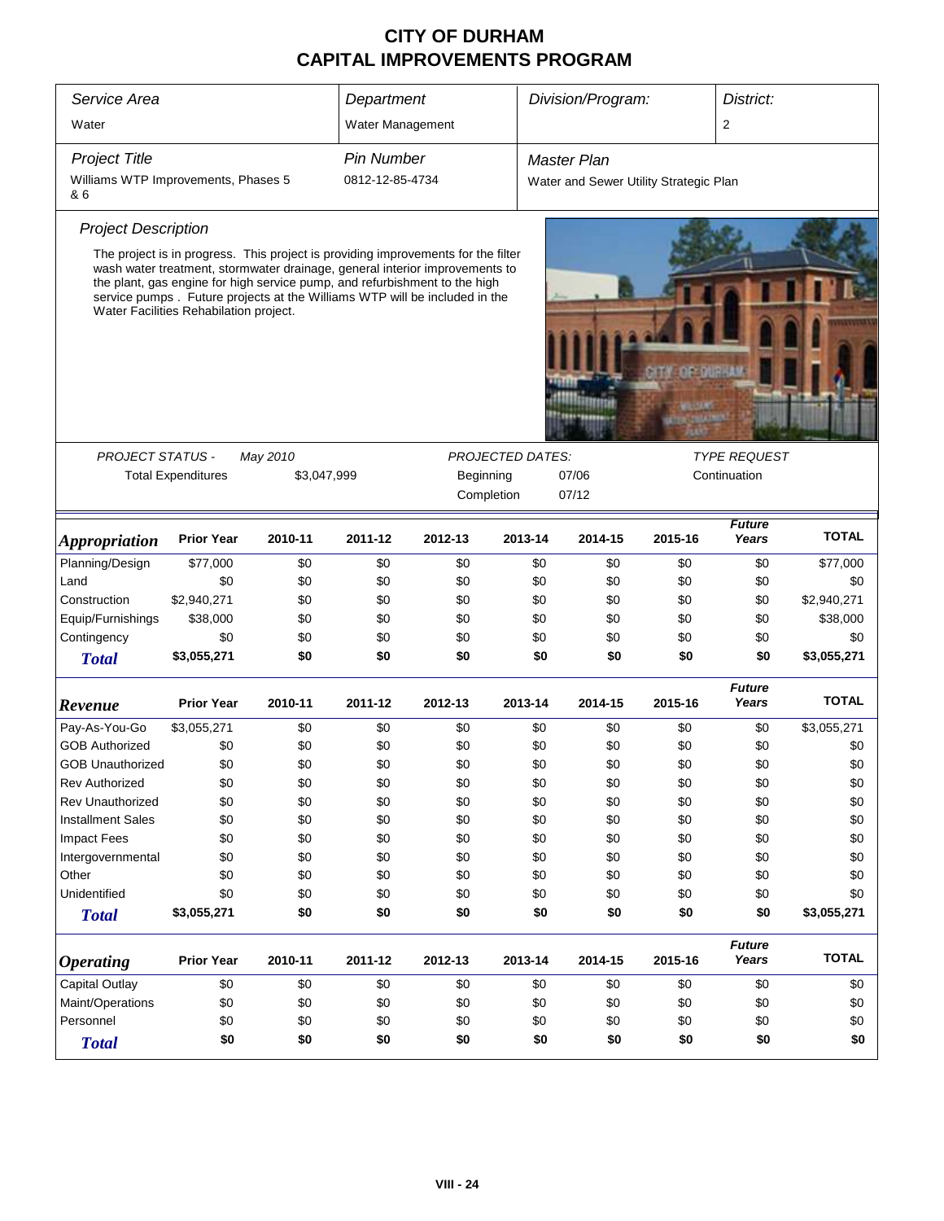# CITY OF DURHAM
## CAPITAL IMPROVEMENTS PROGRAM

| Service Area | Department | Division/Program: | District: |
|---|---|---|---|
| Water | Water Management | | 2 |

| Project Title | Pin Number | Master Plan |
|---|---|---|
| Williams WTP Improvements, Phases 5 & 6 | 0812-12-85-4734 | Water and Sewer Utility Strategic Plan |

*Project Description*

The project is in progress. This project is providing improvements for the filter wash water treatment, stormwater drainage, general interior improvements to the plant, gas engine for high service pump, and refurbishment to the high service pumps . Future projects at the Williams WTP will be included in the Water Facilities Rehabilitation project.

| PROJECT STATUS - | May 2010 | PROJECTED DATES: | | TYPE REQUEST |
|---|---|---|---|---|
| Total Expenditures | $3,047,999 | Beginning | 07/06 | Continuation |
| | | Completion | 07/12 | |

| Appropriation | Prior Year | 2010-11 | 2011-12 | 2012-13 | 2013-14 | 2014-15 | 2015-16 | Future Years | TOTAL |
|---|---|---|---|---|---|---|---|---|---|
| Planning/Design | $77,000 | $0 | $0 | $0 | $0 | $0 | $0 | $0 | $77,000 |
| Land | $0 | $0 | $0 | $0 | $0 | $0 | $0 | $0 | $0 |
| Construction | $2,940,271 | $0 | $0 | $0 | $0 | $0 | $0 | $0 | $2,940,271 |
| Equip/Furnishings | $38,000 | $0 | $0 | $0 | $0 | $0 | $0 | $0 | $38,000 |
| Contingency | $0 | $0 | $0 | $0 | $0 | $0 | $0 | $0 | $0 |
| **Total** | **$3,055,271** | **$0** | **$0** | **$0** | **$0** | **$0** | **$0** | **$0** | **$3,055,271** |

| Revenue | Prior Year | 2010-11 | 2011-12 | 2012-13 | 2013-14 | 2014-15 | 2015-16 | Future Years | TOTAL |
|---|---|---|---|---|---|---|---|---|---|
| Pay-As-You-Go | $3,055,271 | $0 | $0 | $0 | $0 | $0 | $0 | $0 | $3,055,271 |
| GOB Authorized | $0 | $0 | $0 | $0 | $0 | $0 | $0 | $0 | $0 |
| GOB Unauthorized | $0 | $0 | $0 | $0 | $0 | $0 | $0 | $0 | $0 |
| Rev Authorized | $0 | $0 | $0 | $0 | $0 | $0 | $0 | $0 | $0 |
| Rev Unauthorized | $0 | $0 | $0 | $0 | $0 | $0 | $0 | $0 | $0 |
| Installment Sales | $0 | $0 | $0 | $0 | $0 | $0 | $0 | $0 | $0 |
| Impact Fees | $0 | $0 | $0 | $0 | $0 | $0 | $0 | $0 | $0 |
| Intergovernmental | $0 | $0 | $0 | $0 | $0 | $0 | $0 | $0 | $0 |
| Other | $0 | $0 | $0 | $0 | $0 | $0 | $0 | $0 | $0 |
| Unidentified | $0 | $0 | $0 | $0 | $0 | $0 | $0 | $0 | $0 |
| **Total** | **$3,055,271** | **$0** | **$0** | **$0** | **$0** | **$0** | **$0** | **$0** | **$3,055,271** |

| Operating | Prior Year | 2010-11 | 2011-12 | 2012-13 | 2013-14 | 2014-15 | 2015-16 | Future Years | TOTAL |
|---|---|---|---|---|---|---|---|---|---|
| Capital Outlay | $0 | $0 | $0 | $0 | $0 | $0 | $0 | $0 | $0 |
| Maint/Operations | $0 | $0 | $0 | $0 | $0 | $0 | $0 | $0 | $0 |
| Personnel | $0 | $0 | $0 | $0 | $0 | $0 | $0 | $0 | $0 |
| **Total** | **$0** | **$0** | **$0** | **$0** | **$0** | **$0** | **$0** | **$0** | **$0** |